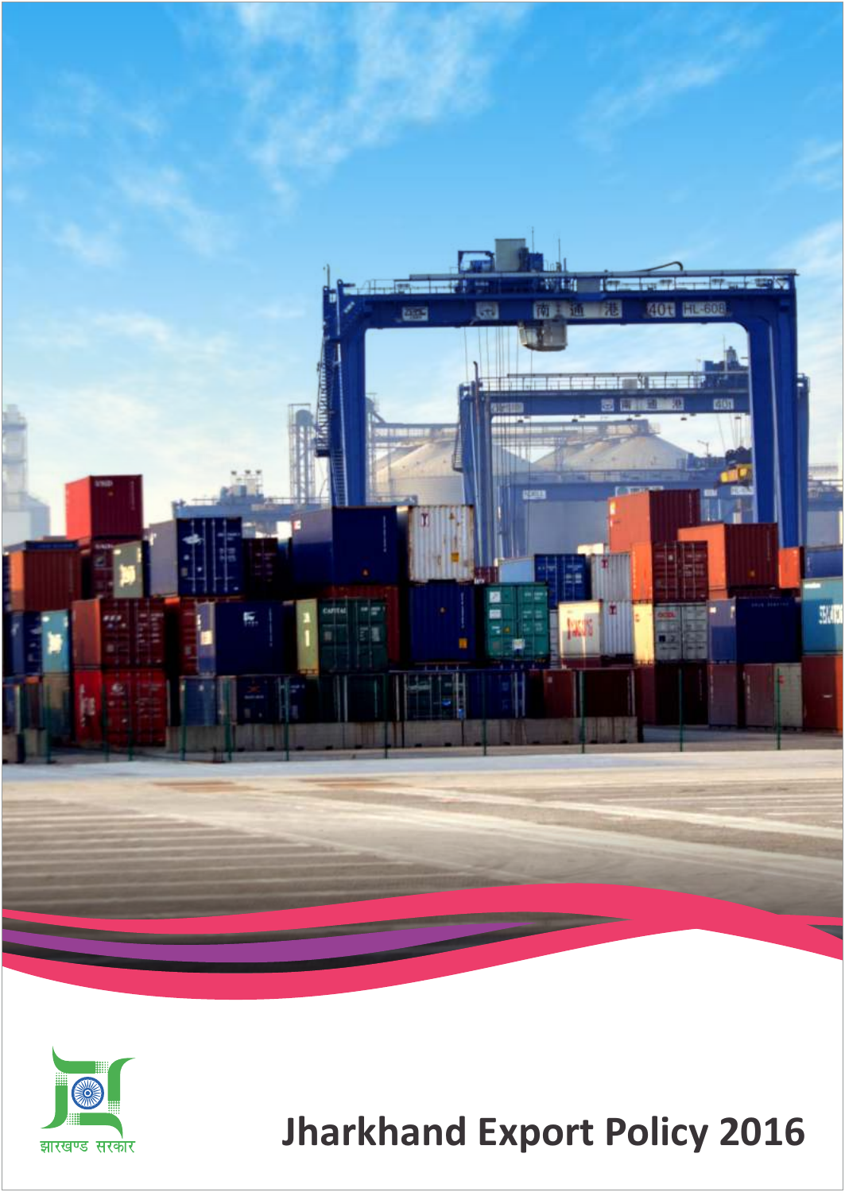झारखण्ड सरकार

# Jharkhand Export Policy 2016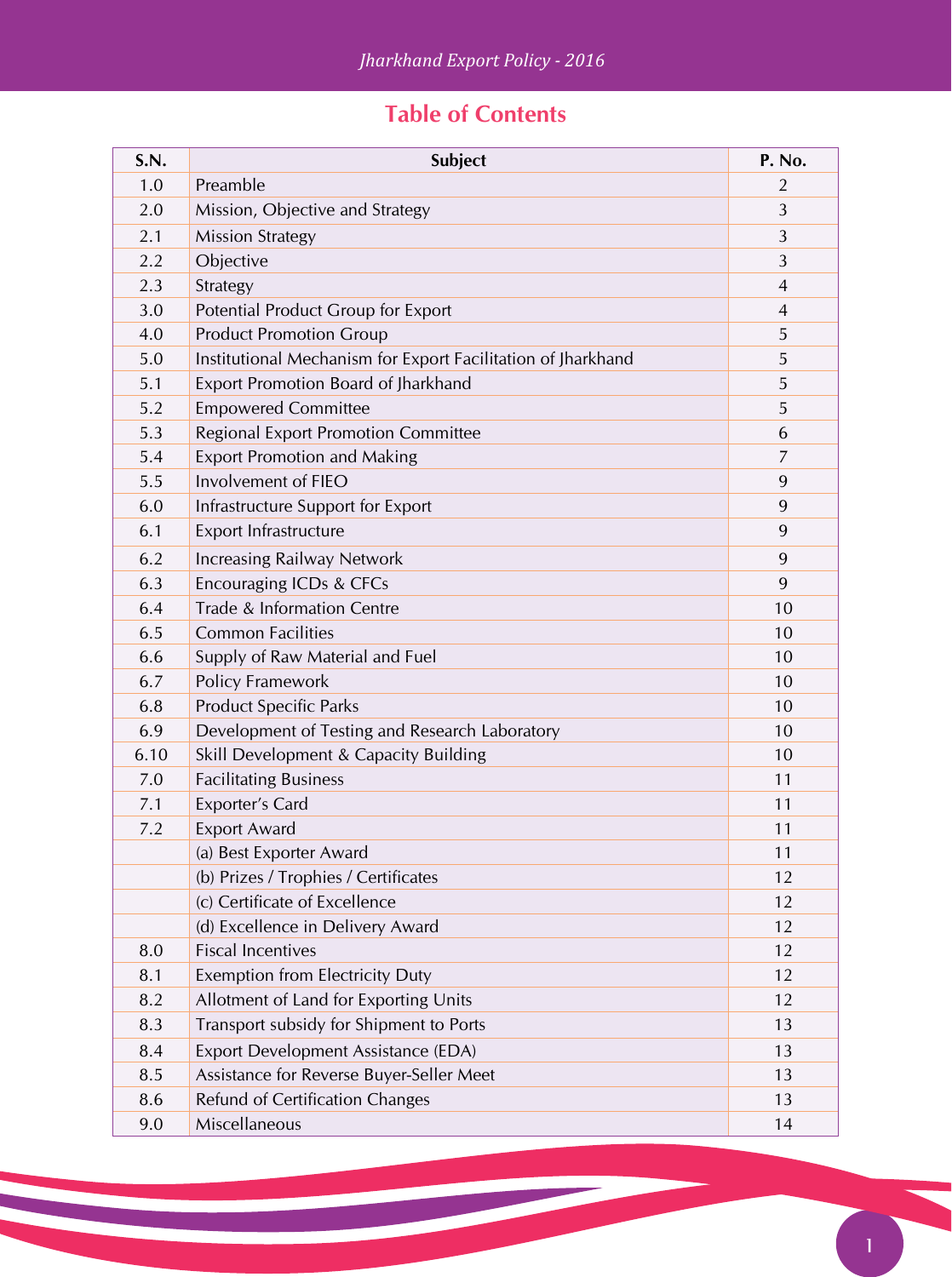# Table of Contents

| S.N. | Subject | P. No. |
|---|---|---|
| 1.0 | Preamble | 2 |
| 2.0 | Mission, Objective and Strategy | 3 |
| 2.1 | Mission Strategy | 3 |
| 2.2 | Objective | 3 |
| 2.3 | Strategy | 4 |
| 3.0 | Potential Product Group for Export | 4 |
| 4.0 | Product Promotion Group | 5 |
| 5.0 | Institutional Mechanism for Export Facilitation of Jharkhand | 5 |
| 5.1 | Export Promotion Board of Jharkhand | 5 |
| 5.2 | Empowered Committee | 5 |
| 5.3 | Regional Export Promotion Committee | 6 |
| 5.4 | Export Promotion and Making | 7 |
| 5.5 | Involvement of FIEO | 9 |
| 6.0 | Infrastructure Support for Export | 9 |
| 6.1 | Export Infrastructure | 9 |
| 6.2 | Increasing Railway Network | 9 |
| 6.3 | Encouraging ICDs & CFCs | 9 |
| 6.4 | Trade & Information Centre | 10 |
| 6.5 | Common Facilities | 10 |
| 6.6 | Supply of Raw Material and Fuel | 10 |
| 6.7 | Policy Framework | 10 |
| 6.8 | Product Specific Parks | 10 |
| 6.9 | Development of Testing and Research Laboratory | 10 |
| 6.10 | Skill Development & Capacity Building | 10 |
| 7.0 | Facilitating Business | 11 |
| 7.1 | Exporter's Card | 11 |
| 7.2 | Export Award | 11 |
| | (a) Best Exporter Award | 11 |
| | (b) Prizes / Trophies / Certificates | 12 |
| | (c) Certificate of Excellence | 12 |
| | (d) Excellence in Delivery Award | 12 |
| 8.0 | Fiscal Incentives | 12 |
| 8.1 | Exemption from Electricity Duty | 12 |
| 8.2 | Allotment of Land for Exporting Units | 12 |
| 8.3 | Transport subsidy for Shipment to Ports | 13 |
| 8.4 | Export Development Assistance (EDA) | 13 |
| 8.5 | Assistance for Reverse Buyer-Seller Meet | 13 |
| 8.6 | Refund of Certification Changes | 13 |
| 9.0 | Miscellaneous | 14 |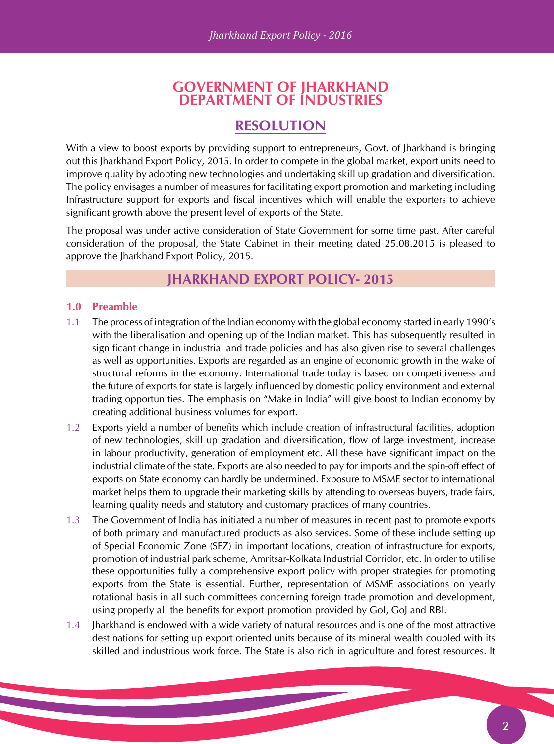# GOVERNMENT OF JHARKHAND
# DEPARTMENT OF INDUSTRIES

## RESOLUTION

With a view to boost exports by providing support to entrepreneurs, Govt. of Jharkhand is bringing out this Jharkhand Export Policy, 2015. In order to compete in the global market, export units need to improve quality by adopting new technologies and undertaking skill up gradation and diversification. The policy envisages a number of measures for facilitating export promotion and marketing including Infrastructure support for exports and fiscal incentives which will enable the exporters to achieve significant growth above the present level of exports of the State.

The proposal was under active consideration of State Government for some time past. After careful consideration of the proposal, the State Cabinet in their meeting dated 25.08.2015 is pleased to approve the Jharkhand Export Policy, 2015.

## JHARKHAND EXPORT POLICY- 2015

### 1.0 Preamble

1.1 The process of integration of the Indian economy with the global economy started in early 1990's with the liberalisation and opening up of the Indian market. This has subsequently resulted in significant change in industrial and trade policies and has also given rise to several challenges as well as opportunities. Exports are regarded as an engine of economic growth in the wake of structural reforms in the economy. International trade today is based on competitiveness and the future of exports for state is largely influenced by domestic policy environment and external trading opportunities. The emphasis on "Make in India" will give boost to Indian economy by creating additional business volumes for export.

1.2 Exports yield a number of benefits which include creation of infrastructural facilities, adoption of new technologies, skill up gradation and diversification, flow of large investment, increase in labour productivity, generation of employment etc. All these have significant impact on the industrial climate of the state. Exports are also needed to pay for imports and the spin-off effect of exports on State economy can hardly be undermined. Exposure to MSME sector to international market helps them to upgrade their marketing skills by attending to overseas buyers, trade fairs, learning quality needs and statutory and customary practices of many countries.

1.3 The Government of India has initiated a number of measures in recent past to promote exports of both primary and manufactured products as also services. Some of these include setting up of Special Economic Zone (SEZ) in important locations, creation of infrastructure for exports, promotion of industrial park scheme, Amritsar-Kolkata Industrial Corridor, etc. In order to utilise these opportunities fully a comprehensive export policy with proper strategies for promoting exports from the State is essential. Further, representation of MSME associations on yearly rotational basis in all such committees concerning foreign trade promotion and development, using properly all the benefits for export promotion provided by GoI, GoJ and RBI.

1.4 Jharkhand is endowed with a wide variety of natural resources and is one of the most attractive destinations for setting up export oriented units because of its mineral wealth coupled with its skilled and industrious work force. The State is also rich in agriculture and forest resources. It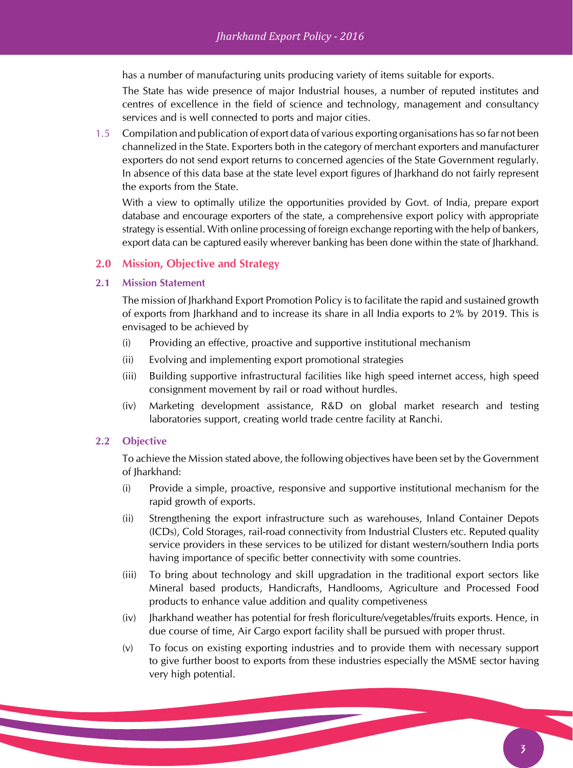has a number of manufacturing units producing variety of items suitable for exports.

The State has wide presence of major Industrial houses, a number of reputed institutes and centres of excellence in the field of science and technology, management and consultancy services and is well connected to ports and major cities.

1.5 Compilation and publication of export data of various exporting organisations has so far not been channelized in the State. Exporters both in the category of merchant exporters and manufacturer exporters do not send export returns to concerned agencies of the State Government regularly. In absence of this data base at the state level export figures of Jharkhand do not fairly represent the exports from the State.

With a view to optimally utilize the opportunities provided by Govt. of India, prepare export database and encourage exporters of the state, a comprehensive export policy with appropriate strategy is essential. With online processing of foreign exchange reporting with the help of bankers, export data can be captured easily wherever banking has been done within the state of Jharkhand.

## 2.0 Mission, Objective and Strategy

### 2.1 Mission Statement

The mission of Jharkhand Export Promotion Policy is to facilitate the rapid and sustained growth of exports from Jharkhand and to increase its share in all India exports to 2% by 2019. This is envisaged to be achieved by

(i) Providing an effective, proactive and supportive institutional mechanism

(ii) Evolving and implementing export promotional strategies

(iii) Building supportive infrastructural facilities like high speed internet access, high speed consignment movement by rail or road without hurdles.

(iv) Marketing development assistance, R&D on global market research and testing laboratories support, creating world trade centre facility at Ranchi.

### 2.2 Objective

To achieve the Mission stated above, the following objectives have been set by the Government of Jharkhand:

(i) Provide a simple, proactive, responsive and supportive institutional mechanism for the rapid growth of exports.

(ii) Strengthening the export infrastructure such as warehouses, Inland Container Depots (ICDs), Cold Storages, rail-road connectivity from Industrial Clusters etc. Reputed quality service providers in these services to be utilized for distant western/southern India ports having importance of specific better connectivity with some countries.

(iii) To bring about technology and skill upgradation in the traditional export sectors like Mineral based products, Handicrafts, Handlooms, Agriculture and Processed Food products to enhance value addition and quality competiveness

(iv) Jharkhand weather has potential for fresh floriculture/vegetables/fruits exports. Hence, in due course of time, Air Cargo export facility shall be pursued with proper thrust.

(v) To focus on existing exporting industries and to provide them with necessary support to give further boost to exports from these industries especially the MSME sector having very high potential.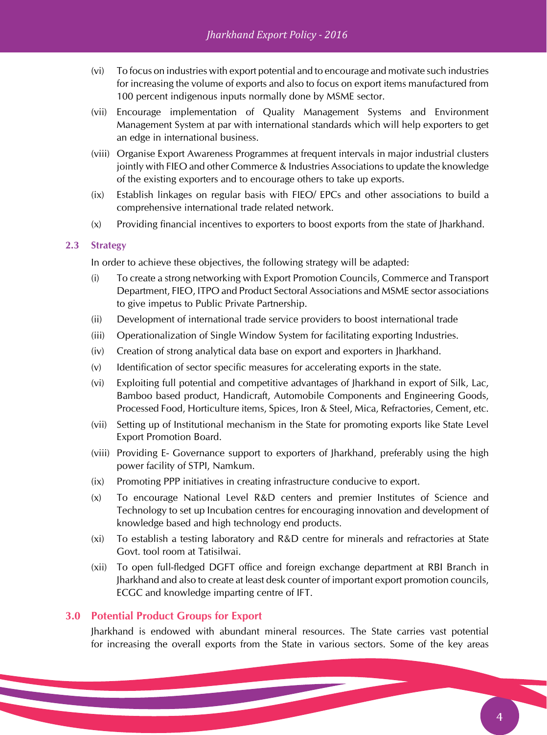(vi) To focus on industries with export potential and to encourage and motivate such industries for increasing the volume of exports and also to focus on export items manufactured from 100 percent indigenous inputs normally done by MSME sector.

(vii) Encourage implementation of Quality Management Systems and Environment Management System at par with international standards which will help exporters to get an edge in international business.

(viii) Organise Export Awareness Programmes at frequent intervals in major industrial clusters jointly with FIEO and other Commerce & Industries Associations to update the knowledge of the existing exporters and to encourage others to take up exports.

(ix) Establish linkages on regular basis with FIEO/ EPCs and other associations to build a comprehensive international trade related network.

(x) Providing financial incentives to exporters to boost exports from the state of Jharkhand.

### 2.3 Strategy

In order to achieve these objectives, the following strategy will be adapted:

(i) To create a strong networking with Export Promotion Councils, Commerce and Transport Department, FIEO, ITPO and Product Sectoral Associations and MSME sector associations to give impetus to Public Private Partnership.

(ii) Development of international trade service providers to boost international trade

(iii) Operationalization of Single Window System for facilitating exporting Industries.

(iv) Creation of strong analytical data base on export and exporters in Jharkhand.

(v) Identification of sector specific measures for accelerating exports in the state.

(vi) Exploiting full potential and competitive advantages of Jharkhand in export of Silk, Lac, Bamboo based product, Handicraft, Automobile Components and Engineering Goods, Processed Food, Horticulture items, Spices, Iron & Steel, Mica, Refractories, Cement, etc.

(vii) Setting up of Institutional mechanism in the State for promoting exports like State Level Export Promotion Board.

(viii) Providing E- Governance support to exporters of Jharkhand, preferably using the high power facility of STPI, Namkum.

(ix) Promoting PPP initiatives in creating infrastructure conducive to export.

(x) To encourage National Level R&D centers and premier Institutes of Science and Technology to set up Incubation centres for encouraging innovation and development of knowledge based and high technology end products.

(xi) To establish a testing laboratory and R&D centre for minerals and refractories at State Govt. tool room at Tatisilwai.

(xii) To open full-fledged DGFT office and foreign exchange department at RBI Branch in Jharkhand and also to create at least desk counter of important export promotion councils, ECGC and knowledge imparting centre of IFT.

## 3.0 Potential Product Groups for Export

Jharkhand is endowed with abundant mineral resources. The State carries vast potential for increasing the overall exports from the State in various sectors. Some of the key areas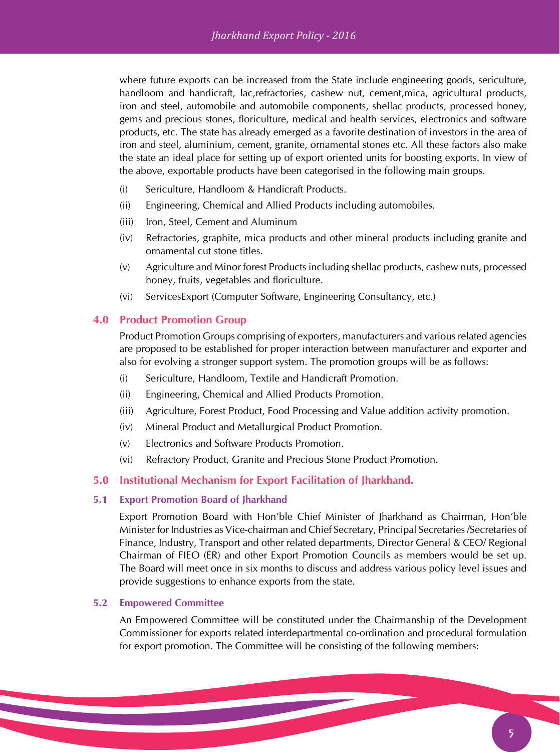where future exports can be increased from the State include engineering goods, sericulture, handloom and handicraft, lac,refractories, cashew nut, cement,mica, agricultural products, iron and steel, automobile and automobile components, shellac products, processed honey, gems and precious stones, floriculture, medical and health services, electronics and software products, etc. The state has already emerged as a favorite destination of investors in the area of iron and steel, aluminium, cement, granite, ornamental stones etc. All these factors also make the state an ideal place for setting up of export oriented units for boosting exports. In view of the above, exportable products have been categorised in the following main groups.

(i) Sericulture, Handloom & Handicraft Products.

(ii) Engineering, Chemical and Allied Products including automobiles.

(iii) Iron, Steel, Cement and Aluminum

(iv) Refractories, graphite, mica products and other mineral products including granite and ornamental cut stone titles.

(v) Agriculture and Minor forest Products including shellac products, cashew nuts, processed honey, fruits, vegetables and floriculture.

(vi) ServicesExport (Computer Software, Engineering Consultancy, etc.)

## 4.0 Product Promotion Group

Product Promotion Groups comprising of exporters, manufacturers and various related agencies are proposed to be established for proper interaction between manufacturer and exporter and also for evolving a stronger support system. The promotion groups will be as follows:

(i) Sericulture, Handloom, Textile and Handicraft Promotion.

(ii) Engineering, Chemical and Allied Products Promotion.

(iii) Agriculture, Forest Product, Food Processing and Value addition activity promotion.

(iv) Mineral Product and Metallurgical Product Promotion.

(v) Electronics and Software Products Promotion.

(vi) Refractory Product, Granite and Precious Stone Product Promotion.

## 5.0 Institutional Mechanism for Export Facilitation of Jharkhand.

### 5.1 Export Promotion Board of Jharkhand

Export Promotion Board with Hon'ble Chief Minister of Jharkhand as Chairman, Hon'ble Minister for Industries as Vice-chairman and Chief Secretary, Principal Secretaries /Secretaries of Finance, Industry, Transport and other related departments, Director General & CEO/ Regional Chairman of FIEO (ER) and other Export Promotion Councils as members would be set up. The Board will meet once in six months to discuss and address various policy level issues and provide suggestions to enhance exports from the state.

### 5.2 Empowered Committee

An Empowered Committee will be constituted under the Chairmanship of the Development Commissioner for exports related interdepartmental co-ordination and procedural formulation for export promotion. The Committee will be consisting of the following members: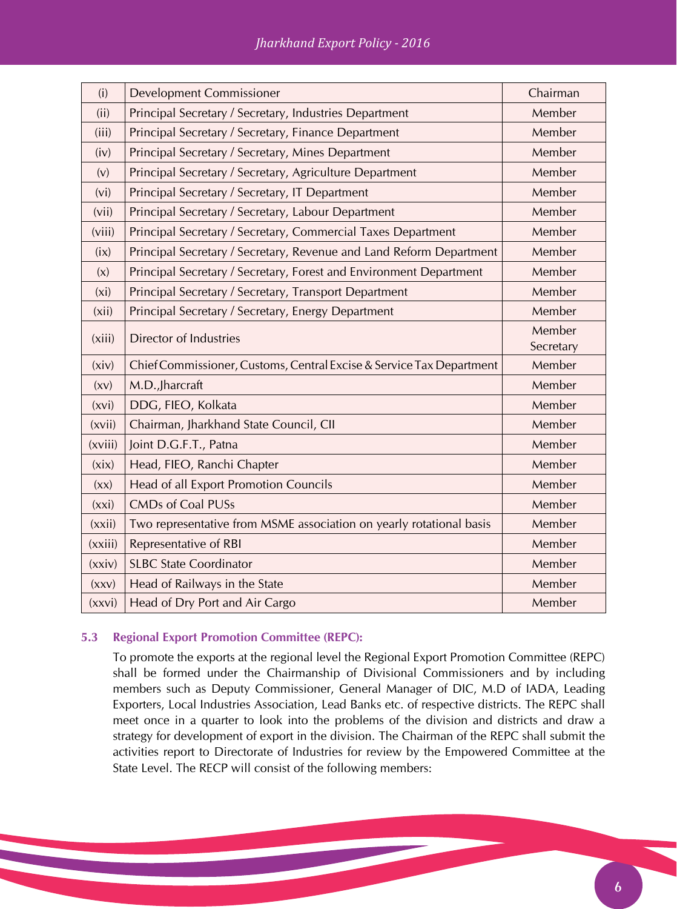| (i) | Development Commissioner | Chairman |
|---|---|---|
| (ii) | Principal Secretary / Secretary, Industries Department | Member |
| (iii) | Principal Secretary / Secretary, Finance Department | Member |
| (iv) | Principal Secretary / Secretary, Mines Department | Member |
| (v) | Principal Secretary / Secretary, Agriculture Department | Member |
| (vi) | Principal Secretary / Secretary, IT Department | Member |
| (vii) | Principal Secretary / Secretary, Labour Department | Member |
| (viii) | Principal Secretary / Secretary, Commercial Taxes Department | Member |
| (ix) | Principal Secretary / Secretary, Revenue and Land Reform Department | Member |
| (x) | Principal Secretary / Secretary, Forest and Environment Department | Member |
| (xi) | Principal Secretary / Secretary, Transport Department | Member |
| (xii) | Principal Secretary / Secretary, Energy Department | Member |
| (xiii) | Director of Industries | Member Secretary |
| (xiv) | Chief Commissioner, Customs, Central Excise & Service Tax Department | Member |
| (xv) | M.D.,Jharcraft | Member |
| (xvi) | DDG, FIEO, Kolkata | Member |
| (xvii) | Chairman, Jharkhand State Council, CII | Member |
| (xviii) | Joint D.G.F.T., Patna | Member |
| (xix) | Head, FIEO, Ranchi Chapter | Member |
| (xx) | Head of all Export Promotion Councils | Member |
| (xxi) | CMDs of Coal PUSs | Member |
| (xxii) | Two representative from MSME association on yearly rotational basis | Member |
| (xxiii) | Representative of RBI | Member |
| (xxiv) | SLBC State Coordinator | Member |
| (xxv) | Head of Railways in the State | Member |
| (xxvi) | Head of Dry Port and Air Cargo | Member |

### 5.3 Regional Export Promotion Committee (REPC):

To promote the exports at the regional level the Regional Export Promotion Committee (REPC) shall be formed under the Chairmanship of Divisional Commissioners and by including members such as Deputy Commissioner, General Manager of DIC, M.D of IADA, Leading Exporters, Local Industries Association, Lead Banks etc. of respective districts. The REPC shall meet once in a quarter to look into the problems of the division and districts and draw a strategy for development of export in the division. The Chairman of the REPC shall submit the activities report to Directorate of Industries for review by the Empowered Committee at the State Level. The RECP will consist of the following members: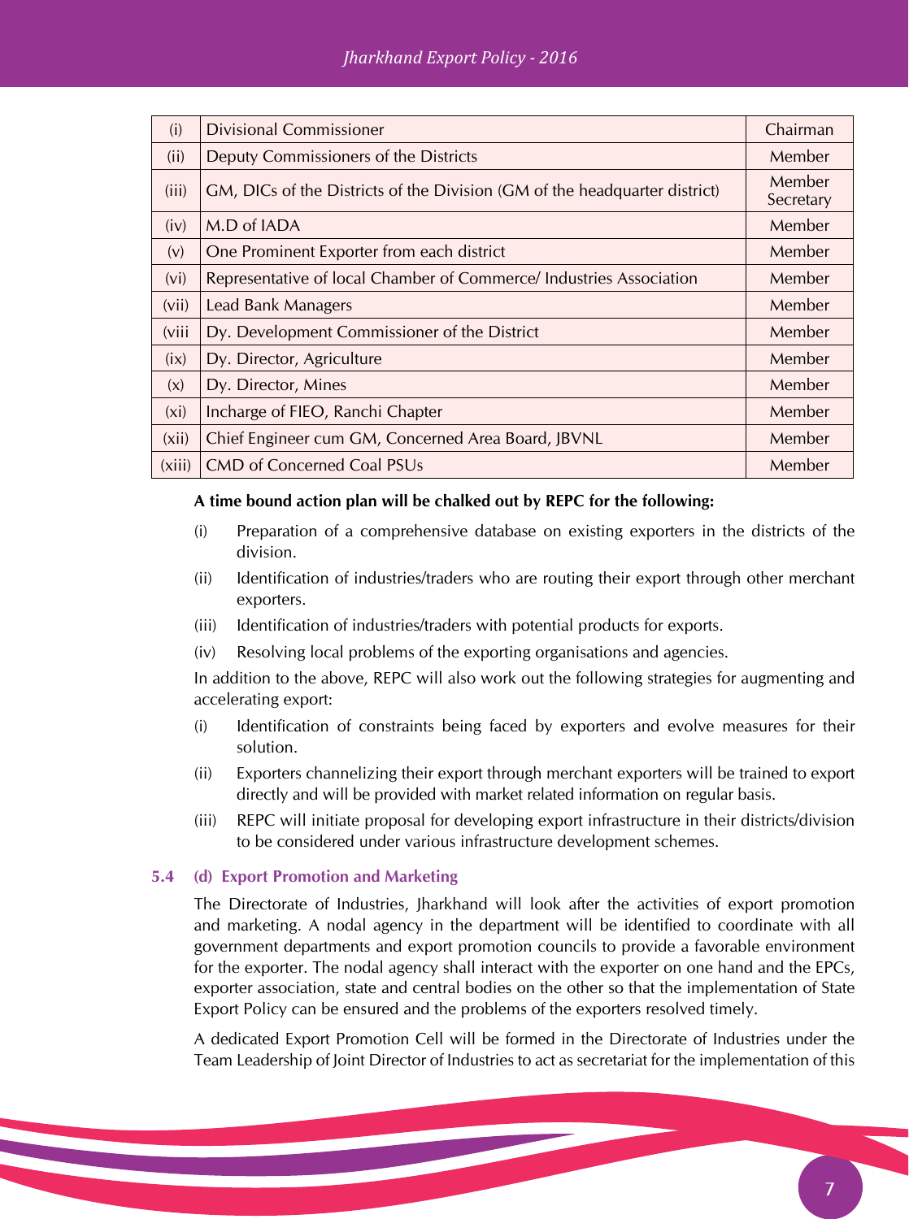| (i) | Divisional Commissioner | Chairman |
|---|---|---|
| (ii) | Deputy Commissioners of the Districts | Member |
| (iii) | GM, DICs of the Districts of the Division (GM of the headquarter district) | Member Secretary |
| (iv) | M.D of IADA | Member |
| (v) | One Prominent Exporter from each district | Member |
| (vi) | Representative of local Chamber of Commerce/ Industries Association | Member |
| (vii) | Lead Bank Managers | Member |
| (viii | Dy. Development Commissioner of the District | Member |
| (ix) | Dy. Director, Agriculture | Member |
| (x) | Dy. Director, Mines | Member |
| (xi) | Incharge of FIEO, Ranchi Chapter | Member |
| (xii) | Chief Engineer cum GM, Concerned Area Board, JBVNL | Member |
| (xiii) | CMD of Concerned Coal PSUs | Member |

**A time bound action plan will be chalked out by REPC for the following:**

(i) Preparation of a comprehensive database on existing exporters in the districts of the division.

(ii) Identification of industries/traders who are routing their export through other merchant exporters.

(iii) Identification of industries/traders with potential products for exports.

(iv) Resolving local problems of the exporting organisations and agencies.

In addition to the above, REPC will also work out the following strategies for augmenting and accelerating export:

(i) Identification of constraints being faced by exporters and evolve measures for their solution.

(ii) Exporters channelizing their export through merchant exporters will be trained to export directly and will be provided with market related information on regular basis.

(iii) REPC will initiate proposal for developing export infrastructure in their districts/division to be considered under various infrastructure development schemes.

### 5.4 (d) Export Promotion and Marketing

The Directorate of Industries, Jharkhand will look after the activities of export promotion and marketing. A nodal agency in the department will be identified to coordinate with all government departments and export promotion councils to provide a favorable environment for the exporter. The nodal agency shall interact with the exporter on one hand and the EPCs, exporter association, state and central bodies on the other so that the implementation of State Export Policy can be ensured and the problems of the exporters resolved timely.

A dedicated Export Promotion Cell will be formed in the Directorate of Industries under the Team Leadership of Joint Director of Industries to act as secretariat for the implementation of this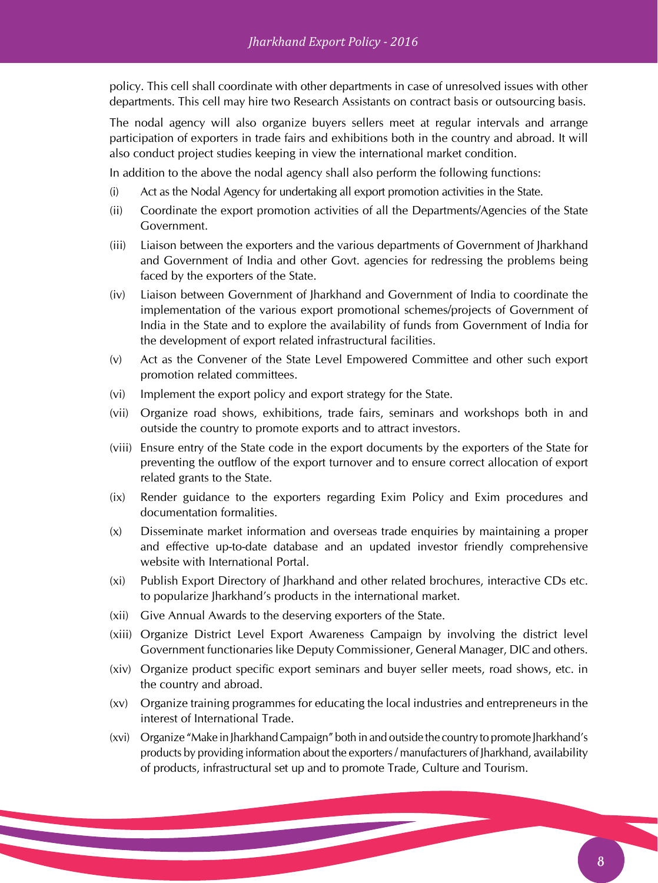policy. This cell shall coordinate with other departments in case of unresolved issues with other departments. This cell may hire two Research Assistants on contract basis or outsourcing basis.

The nodal agency will also organize buyers sellers meet at regular intervals and arrange participation of exporters in trade fairs and exhibitions both in the country and abroad. It will also conduct project studies keeping in view the international market condition.

In addition to the above the nodal agency shall also perform the following functions:

(i) Act as the Nodal Agency for undertaking all export promotion activities in the State.

(ii) Coordinate the export promotion activities of all the Departments/Agencies of the State Government.

(iii) Liaison between the exporters and the various departments of Government of Jharkhand and Government of India and other Govt. agencies for redressing the problems being faced by the exporters of the State.

(iv) Liaison between Government of Jharkhand and Government of India to coordinate the implementation of the various export promotional schemes/projects of Government of India in the State and to explore the availability of funds from Government of India for the development of export related infrastructural facilities.

(v) Act as the Convener of the State Level Empowered Committee and other such export promotion related committees.

(vi) Implement the export policy and export strategy for the State.

(vii) Organize road shows, exhibitions, trade fairs, seminars and workshops both in and outside the country to promote exports and to attract investors.

(viii) Ensure entry of the State code in the export documents by the exporters of the State for preventing the outflow of the export turnover and to ensure correct allocation of export related grants to the State.

(ix) Render guidance to the exporters regarding Exim Policy and Exim procedures and documentation formalities.

(x) Disseminate market information and overseas trade enquiries by maintaining a proper and effective up-to-date database and an updated investor friendly comprehensive website with International Portal.

(xi) Publish Export Directory of Jharkhand and other related brochures, interactive CDs etc. to popularize Jharkhand's products in the international market.

(xii) Give Annual Awards to the deserving exporters of the State.

(xiii) Organize District Level Export Awareness Campaign by involving the district level Government functionaries like Deputy Commissioner, General Manager, DIC and others.

(xiv) Organize product specific export seminars and buyer seller meets, road shows, etc. in the country and abroad.

(xv) Organize training programmes for educating the local industries and entrepreneurs in the interest of International Trade.

(xvi) Organize "Make in Jharkhand Campaign" both in and outside the country to promote Jharkhand's products by providing information about the exporters / manufacturers of Jharkhand, availability of products, infrastructural set up and to promote Trade, Culture and Tourism.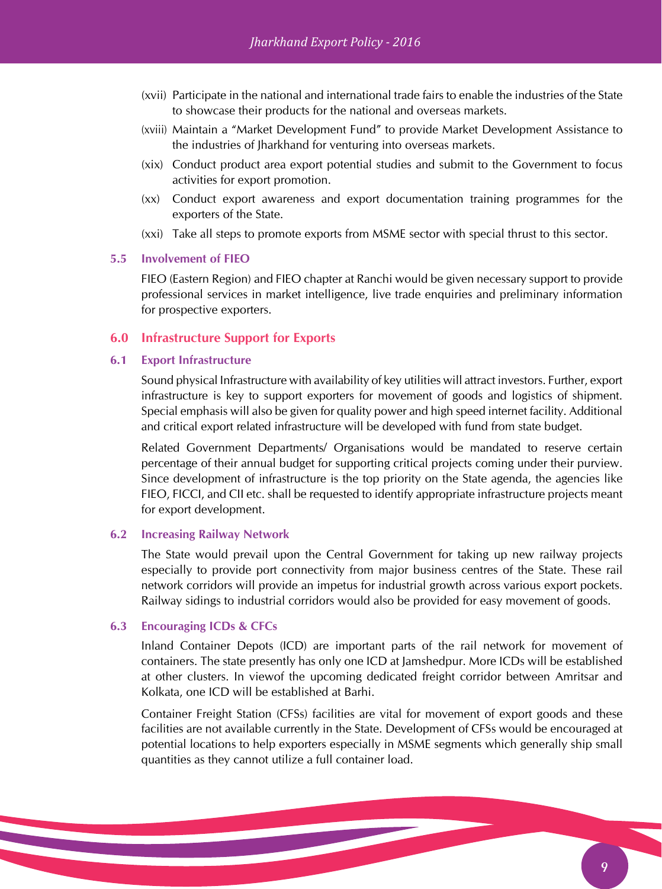(xvii) Participate in the national and international trade fairs to enable the industries of the State to showcase their products for the national and overseas markets.

(xviii) Maintain a "Market Development Fund" to provide Market Development Assistance to the industries of Jharkhand for venturing into overseas markets.

(xix) Conduct product area export potential studies and submit to the Government to focus activities for export promotion.

(xx) Conduct export awareness and export documentation training programmes for the exporters of the State.

(xxi) Take all steps to promote exports from MSME sector with special thrust to this sector.

### 5.5 Involvement of FIEO

FIEO (Eastern Region) and FIEO chapter at Ranchi would be given necessary support to provide professional services in market intelligence, live trade enquiries and preliminary information for prospective exporters.

## 6.0 Infrastructure Support for Exports

### 6.1 Export Infrastructure

Sound physical Infrastructure with availability of key utilities will attract investors. Further, export infrastructure is key to support exporters for movement of goods and logistics of shipment. Special emphasis will also be given for quality power and high speed internet facility. Additional and critical export related infrastructure will be developed with fund from state budget.

Related Government Departments/ Organisations would be mandated to reserve certain percentage of their annual budget for supporting critical projects coming under their purview. Since development of infrastructure is the top priority on the State agenda, the agencies like FIEO, FICCI, and CII etc. shall be requested to identify appropriate infrastructure projects meant for export development.

### 6.2 Increasing Railway Network

The State would prevail upon the Central Government for taking up new railway projects especially to provide port connectivity from major business centres of the State. These rail network corridors will provide an impetus for industrial growth across various export pockets. Railway sidings to industrial corridors would also be provided for easy movement of goods.

### 6.3 Encouraging ICDs & CFCs

Inland Container Depots (ICD) are important parts of the rail network for movement of containers. The state presently has only one ICD at Jamshedpur. More ICDs will be established at other clusters. In viewof the upcoming dedicated freight corridor between Amritsar and Kolkata, one ICD will be established at Barhi.

Container Freight Station (CFSs) facilities are vital for movement of export goods and these facilities are not available currently in the State. Development of CFSs would be encouraged at potential locations to help exporters especially in MSME segments which generally ship small quantities as they cannot utilize a full container load.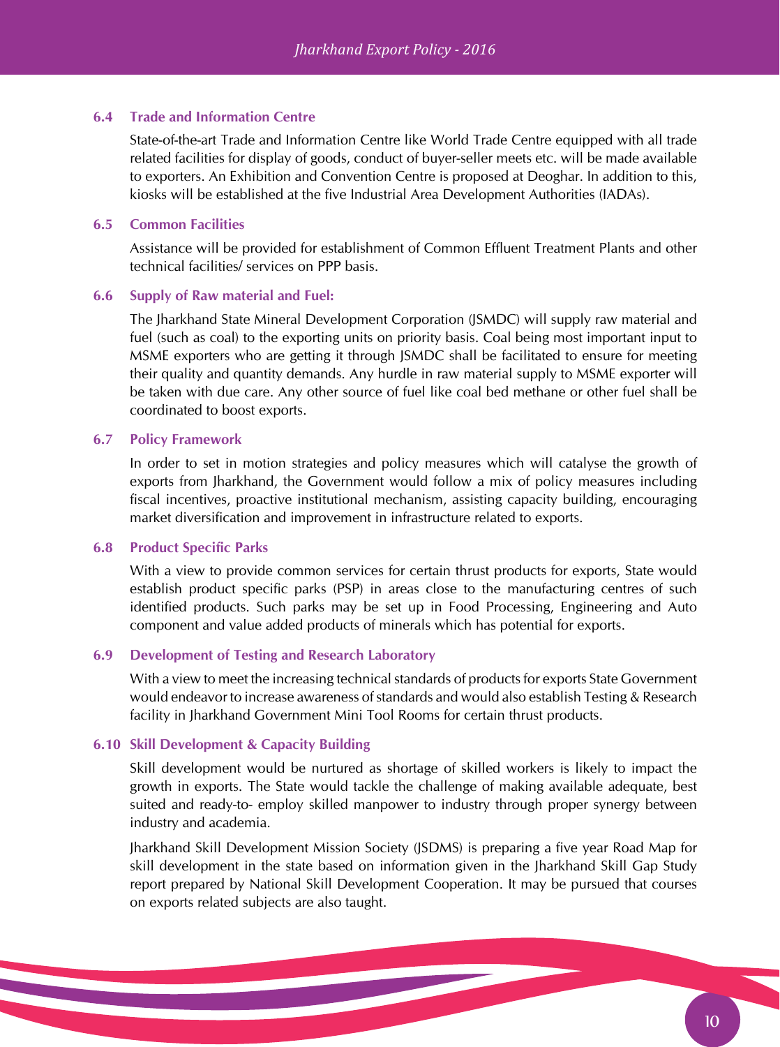### 6.4 Trade and Information Centre

State-of-the-art Trade and Information Centre like World Trade Centre equipped with all trade related facilities for display of goods, conduct of buyer-seller meets etc. will be made available to exporters. An Exhibition and Convention Centre is proposed at Deoghar. In addition to this, kiosks will be established at the five Industrial Area Development Authorities (IADAs).

### 6.5 Common Facilities

Assistance will be provided for establishment of Common Effluent Treatment Plants and other technical facilities/ services on PPP basis.

### 6.6 Supply of Raw material and Fuel:

The Jharkhand State Mineral Development Corporation (JSMDC) will supply raw material and fuel (such as coal) to the exporting units on priority basis. Coal being most important input to MSME exporters who are getting it through JSMDC shall be facilitated to ensure for meeting their quality and quantity demands. Any hurdle in raw material supply to MSME exporter will be taken with due care. Any other source of fuel like coal bed methane or other fuel shall be coordinated to boost exports.

### 6.7 Policy Framework

In order to set in motion strategies and policy measures which will catalyse the growth of exports from Jharkhand, the Government would follow a mix of policy measures including fiscal incentives, proactive institutional mechanism, assisting capacity building, encouraging market diversification and improvement in infrastructure related to exports.

### 6.8 Product Specific Parks

With a view to provide common services for certain thrust products for exports, State would establish product specific parks (PSP) in areas close to the manufacturing centres of such identified products. Such parks may be set up in Food Processing, Engineering and Auto component and value added products of minerals which has potential for exports.

### 6.9 Development of Testing and Research Laboratory

With a view to meet the increasing technical standards of products for exports State Government would endeavor to increase awareness of standards and would also establish Testing & Research facility in Jharkhand Government Mini Tool Rooms for certain thrust products.

### 6.10 Skill Development & Capacity Building

Skill development would be nurtured as shortage of skilled workers is likely to impact the growth in exports. The State would tackle the challenge of making available adequate, best suited and ready-to- employ skilled manpower to industry through proper synergy between industry and academia.

Jharkhand Skill Development Mission Society (JSDMS) is preparing a five year Road Map for skill development in the state based on information given in the Jharkhand Skill Gap Study report prepared by National Skill Development Cooperation. It may be pursued that courses on exports related subjects are also taught.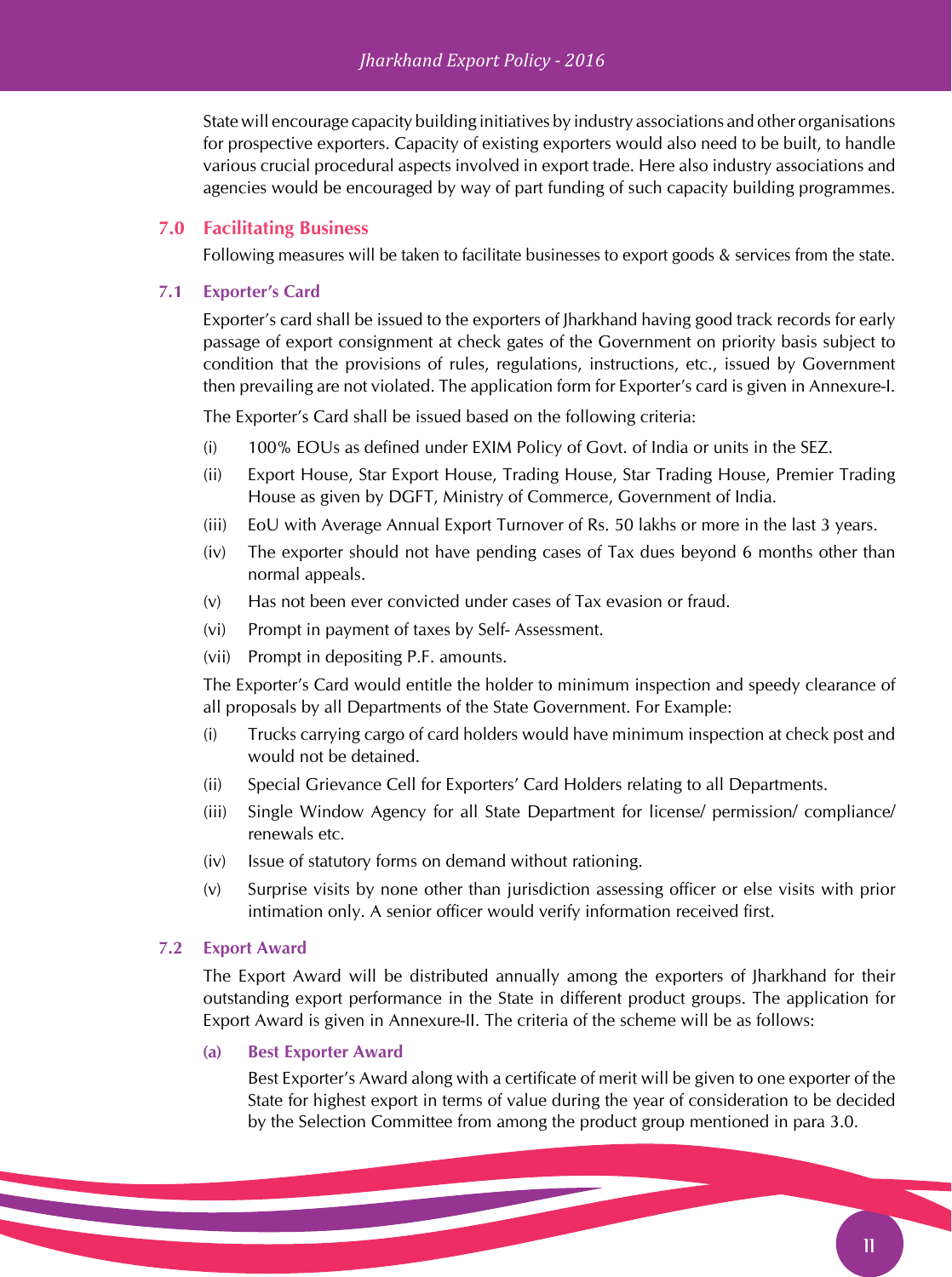State will encourage capacity building initiatives by industry associations and other organisations for prospective exporters. Capacity of existing exporters would also need to be built, to handle various crucial procedural aspects involved in export trade. Here also industry associations and agencies would be encouraged by way of part funding of such capacity building programmes.

## 7.0 Facilitating Business

Following measures will be taken to facilitate businesses to export goods & services from the state.

### 7.1 Exporter's Card

Exporter's card shall be issued to the exporters of Jharkhand having good track records for early passage of export consignment at check gates of the Government on priority basis subject to condition that the provisions of rules, regulations, instructions, etc., issued by Government then prevailing are not violated. The application form for Exporter's card is given in Annexure-I.

The Exporter's Card shall be issued based on the following criteria:

(i) 100% EOUs as defined under EXIM Policy of Govt. of India or units in the SEZ.

(ii) Export House, Star Export House, Trading House, Star Trading House, Premier Trading House as given by DGFT, Ministry of Commerce, Government of India.

(iii) EoU with Average Annual Export Turnover of Rs. 50 lakhs or more in the last 3 years.

(iv) The exporter should not have pending cases of Tax dues beyond 6 months other than normal appeals.

(v) Has not been ever convicted under cases of Tax evasion or fraud.

(vi) Prompt in payment of taxes by Self- Assessment.

(vii) Prompt in depositing P.F. amounts.

The Exporter's Card would entitle the holder to minimum inspection and speedy clearance of all proposals by all Departments of the State Government. For Example:

(i) Trucks carrying cargo of card holders would have minimum inspection at check post and would not be detained.

(ii) Special Grievance Cell for Exporters' Card Holders relating to all Departments.

(iii) Single Window Agency for all State Department for license/ permission/ compliance/ renewals etc.

(iv) Issue of statutory forms on demand without rationing.

(v) Surprise visits by none other than jurisdiction assessing officer or else visits with prior intimation only. A senior officer would verify information received first.

### 7.2 Export Award

The Export Award will be distributed annually among the exporters of Jharkhand for their outstanding export performance in the State in different product groups. The application for Export Award is given in Annexure-II. The criteria of the scheme will be as follows:

**(a) Best Exporter Award**

Best Exporter's Award along with a certificate of merit will be given to one exporter of the State for highest export in terms of value during the year of consideration to be decided by the Selection Committee from among the product group mentioned in para 3.0.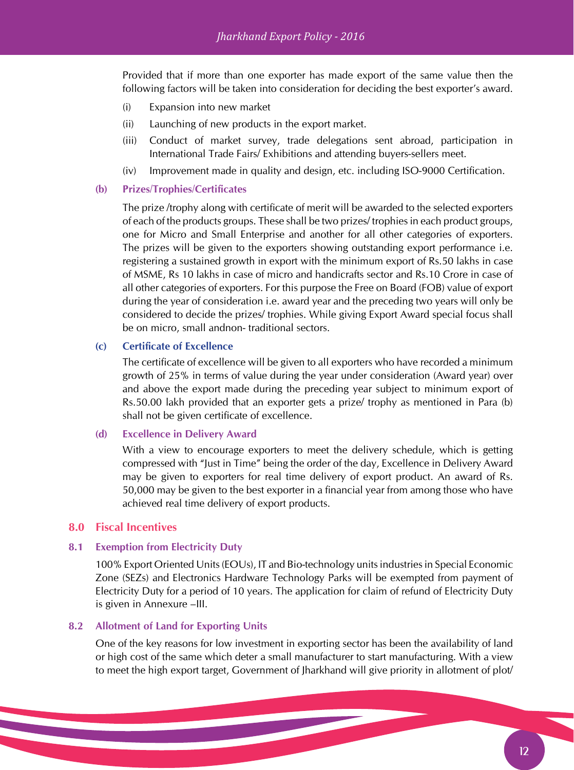Provided that if more than one exporter has made export of the same value then the following factors will be taken into consideration for deciding the best exporter's award.

(i) Expansion into new market

(ii) Launching of new products in the export market.

(iii) Conduct of market survey, trade delegations sent abroad, participation in International Trade Fairs/ Exhibitions and attending buyers-sellers meet.

(iv) Improvement made in quality and design, etc. including ISO-9000 Certification.

**(b) Prizes/Trophies/Certificates**

The prize /trophy along with certificate of merit will be awarded to the selected exporters of each of the products groups. These shall be two prizes/ trophies in each product groups, one for Micro and Small Enterprise and another for all other categories of exporters. The prizes will be given to the exporters showing outstanding export performance i.e. registering a sustained growth in export with the minimum export of Rs.50 lakhs in case of MSME, Rs 10 lakhs in case of micro and handicrafts sector and Rs.10 Crore in case of all other categories of exporters. For this purpose the Free on Board (FOB) value of export during the year of consideration i.e. award year and the preceding two years will only be considered to decide the prizes/ trophies. While giving Export Award special focus shall be on micro, small andnon- traditional sectors.

**(c) Certificate of Excellence**

The certificate of excellence will be given to all exporters who have recorded a minimum growth of 25% in terms of value during the year under consideration (Award year) over and above the export made during the preceding year subject to minimum export of Rs.50.00 lakh provided that an exporter gets a prize/ trophy as mentioned in Para (b) shall not be given certificate of excellence.

**(d) Excellence in Delivery Award**

With a view to encourage exporters to meet the delivery schedule, which is getting compressed with "Just in Time" being the order of the day, Excellence in Delivery Award may be given to exporters for real time delivery of export product. An award of Rs. 50,000 may be given to the best exporter in a financial year from among those who have achieved real time delivery of export products.

## 8.0 Fiscal Incentives

### 8.1 Exemption from Electricity Duty

100% Export Oriented Units (EOUs), IT and Bio-technology units industries in Special Economic Zone (SEZs) and Electronics Hardware Technology Parks will be exempted from payment of Electricity Duty for a period of 10 years. The application for claim of refund of Electricity Duty is given in Annexure –III.

### 8.2 Allotment of Land for Exporting Units

One of the key reasons for low investment in exporting sector has been the availability of land or high cost of the same which deter a small manufacturer to start manufacturing. With a view to meet the high export target, Government of Jharkhand will give priority in allotment of plot/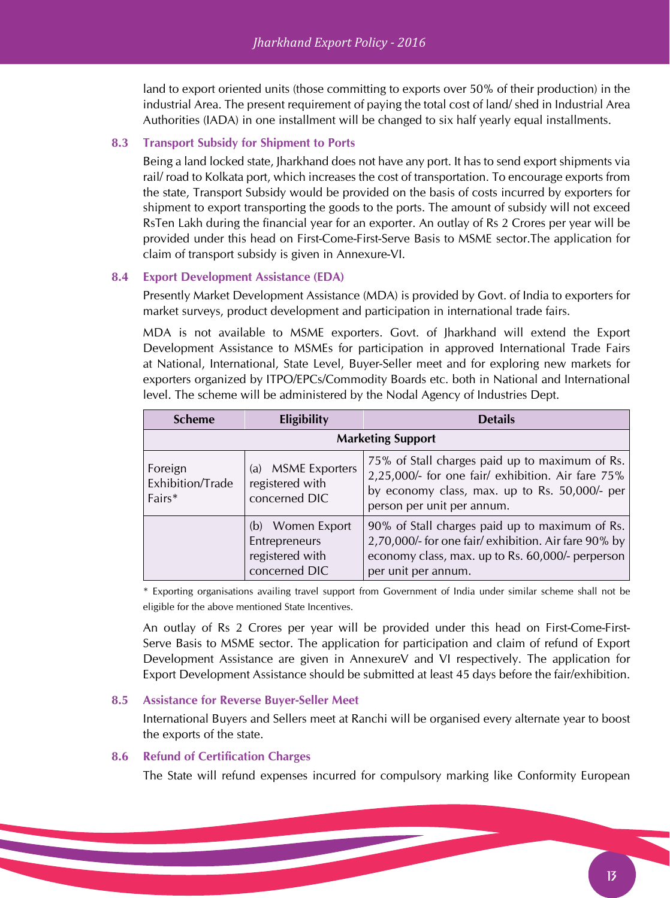land to export oriented units (those committing to exports over 50% of their production) in the industrial Area. The present requirement of paying the total cost of land/ shed in Industrial Area Authorities (IADA) in one installment will be changed to six half yearly equal installments.

### 8.3 Transport Subsidy for Shipment to Ports

Being a land locked state, Jharkhand does not have any port. It has to send export shipments via rail/ road to Kolkata port, which increases the cost of transportation. To encourage exports from the state, Transport Subsidy would be provided on the basis of costs incurred by exporters for shipment to export transporting the goods to the ports. The amount of subsidy will not exceed RsTen Lakh during the financial year for an exporter. An outlay of Rs 2 Crores per year will be provided under this head on First-Come-First-Serve Basis to MSME sector.The application for claim of transport subsidy is given in Annexure-VI.

### 8.4 Export Development Assistance (EDA)

Presently Market Development Assistance (MDA) is provided by Govt. of India to exporters for market surveys, product development and participation in international trade fairs.

MDA is not available to MSME exporters. Govt. of Jharkhand will extend the Export Development Assistance to MSMEs for participation in approved International Trade Fairs at National, International, State Level, Buyer-Seller meet and for exploring new markets for exporters organized by ITPO/EPCs/Commodity Boards etc. both in National and International level. The scheme will be administered by the Nodal Agency of Industries Dept.

| Scheme | Eligibility | Details |
|---|---|---|
| **Marketing Support** | | |
| Foreign Exhibition/Trade Fairs* | (a) MSME Exporters registered with concerned DIC | 75% of Stall charges paid up to maximum of Rs. 2,25,000/- for one fair/ exhibition. Air fare 75% by economy class, max. up to Rs. 50,000/- per person per unit per annum. |
| | (b) Women Export Entrepreneurs registered with concerned DIC | 90% of Stall charges paid up to maximum of Rs. 2,70,000/- for one fair/ exhibition. Air fare 90% by economy class, max. up to Rs. 60,000/- perperson per unit per annum. |

* Exporting organisations availing travel support from Government of India under similar scheme shall not be eligible for the above mentioned State Incentives.

An outlay of Rs 2 Crores per year will be provided under this head on First-Come-First-Serve Basis to MSME sector. The application for participation and claim of refund of Export Development Assistance are given in AnnexureV and VI respectively. The application for Export Development Assistance should be submitted at least 45 days before the fair/exhibition.

### 8.5 Assistance for Reverse Buyer-Seller Meet

International Buyers and Sellers meet at Ranchi will be organised every alternate year to boost the exports of the state.

### 8.6 Refund of Certification Charges

The State will refund expenses incurred for compulsory marking like Conformity European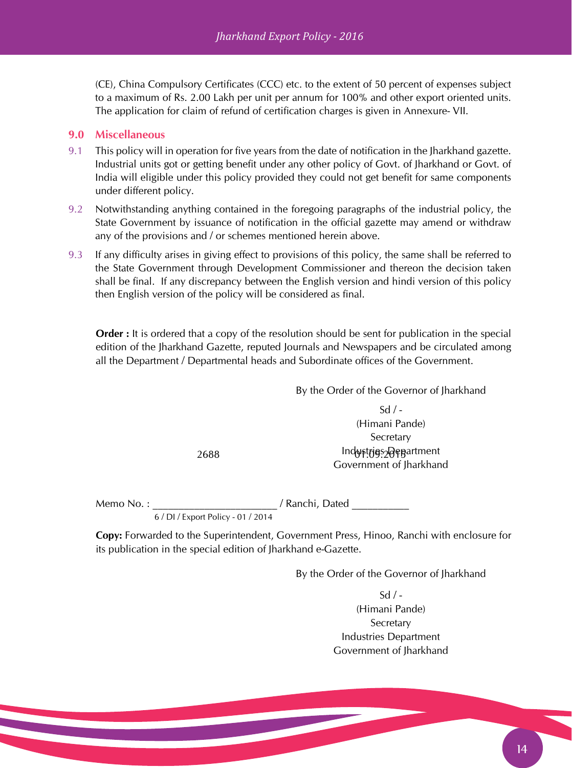(CE), China Compulsory Certificates (CCC) etc. to the extent of 50 percent of expenses subject to a maximum of Rs. 2.00 Lakh per unit per annum for 100% and other export oriented units. The application for claim of refund of certification charges is given in Annexure- VII.

## 9.0 Miscellaneous

9.1 This policy will in operation for five years from the date of notification in the Jharkhand gazette. Industrial units got or getting benefit under any other policy of Govt. of Jharkhand or Govt. of India will eligible under this policy provided they could not get benefit for same components under different policy.

9.2 Notwithstanding anything contained in the foregoing paragraphs of the industrial policy, the State Government by issuance of notification in the official gazette may amend or withdraw any of the provisions and / or schemes mentioned herein above.

9.3 If any difficulty arises in giving effect to provisions of this policy, the same shall be referred to the State Government through Development Commissioner and thereon the decision taken shall be final. If any discrepancy between the English version and hindi version of this policy then English version of the policy will be considered as final.

**Order :** It is ordered that a copy of the resolution should be sent for publication in the special edition of the Jharkhand Gazette, reputed Journals and Newspapers and be circulated among all the Department / Departmental heads and Subordinate offices of the Government.

By the Order of the Governor of Jharkhand

Sd / -
(Himani Pande)
Secretary
Industries Department
Government of Jharkhand

Memo No. : 6 / DI / Export Policy - 01 / 2014 2688 / Ranchi, Dated 01.09.2016

**Copy:** Forwarded to the Superintendent, Government Press, Hinoo, Ranchi with enclosure for its publication in the special edition of Jharkhand e-Gazette.

By the Order of the Governor of Jharkhand

Sd / -
(Himani Pande)
Secretary
Industries Department
Government of Jharkhand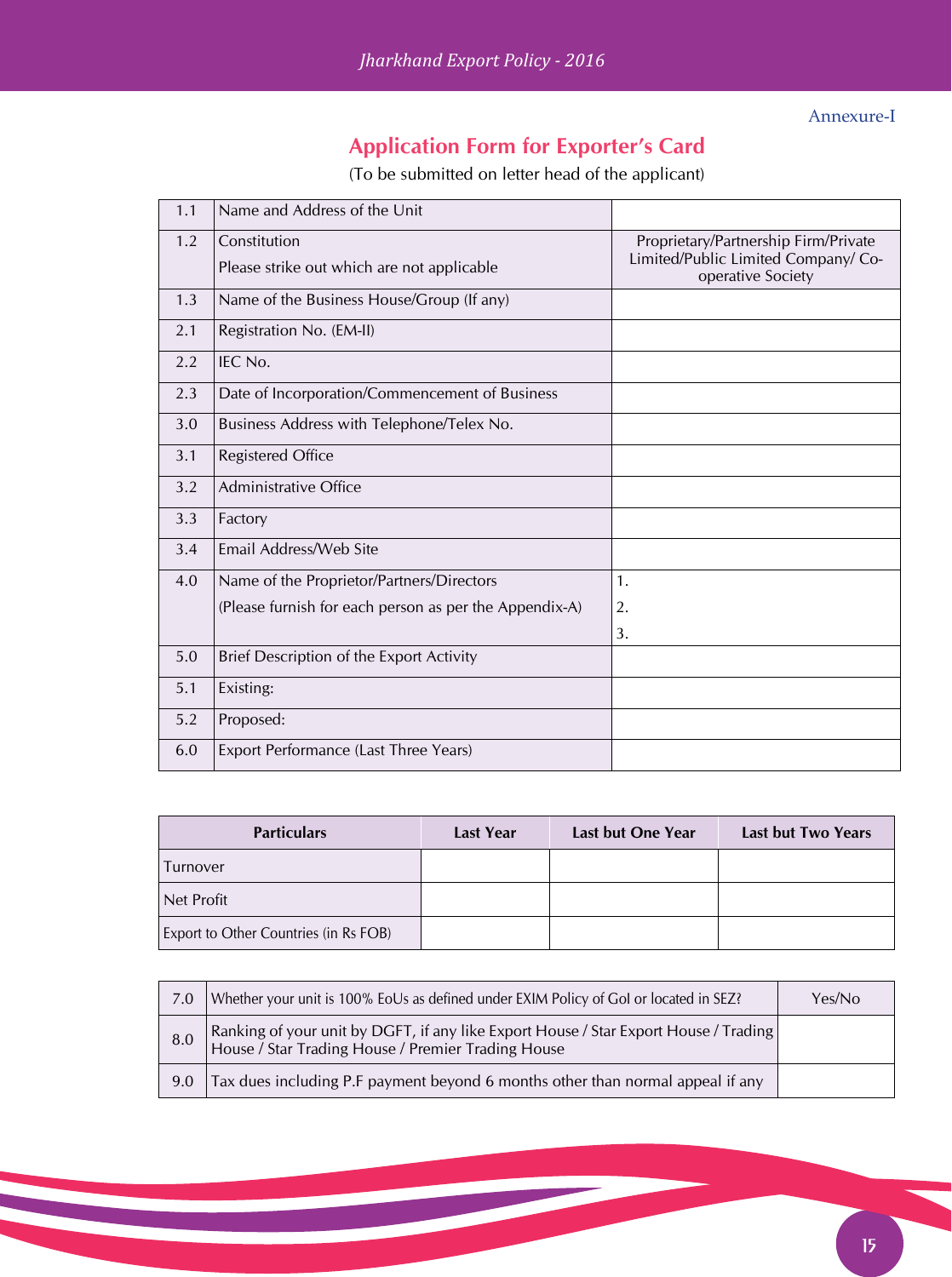Annexure-I

## Application Form for Exporter's Card

(To be submitted on letter head of the applicant)

| | | |
|---|---|---|
| 1.1 | Name and Address of the Unit | |
| 1.2 | Constitution<br>Please strike out which are not applicable | Proprietary/Partnership Firm/Private Limited/Public Limited Company/ Co-operative Society |
| 1.3 | Name of the Business House/Group (If any) | |
| 2.1 | Registration No. (EM-II) | |
| 2.2 | IEC No. | |
| 2.3 | Date of Incorporation/Commencement of Business | |
| 3.0 | Business Address with Telephone/Telex No. | |
| 3.1 | Registered Office | |
| 3.2 | Administrative Office | |
| 3.3 | Factory | |
| 3.4 | Email Address/Web Site | |
| 4.0 | Name of the Proprietor/Partners/Directors<br>(Please furnish for each person as per the Appendix-A) | 1.<br>2.<br>3. |
| 5.0 | Brief Description of the Export Activity | |
| 5.1 | Existing: | |
| 5.2 | Proposed: | |
| 6.0 | Export Performance (Last Three Years) | |

| Particulars | Last Year | Last but One Year | Last but Two Years |
|---|---|---|---|
| Turnover | | | |
| Net Profit | | | |
| Export to Other Countries (in Rs FOB) | | | |

| | | |
|---|---|---|
| 7.0 | Whether your unit is 100% EoUs as defined under EXIM Policy of GoI or located in SEZ? | Yes/No |
| 8.0 | Ranking of your unit by DGFT, if any like Export House / Star Export House / Trading House / Star Trading House / Premier Trading House | |
| 9.0 | Tax dues including P.F payment beyond 6 months other than normal appeal if any | |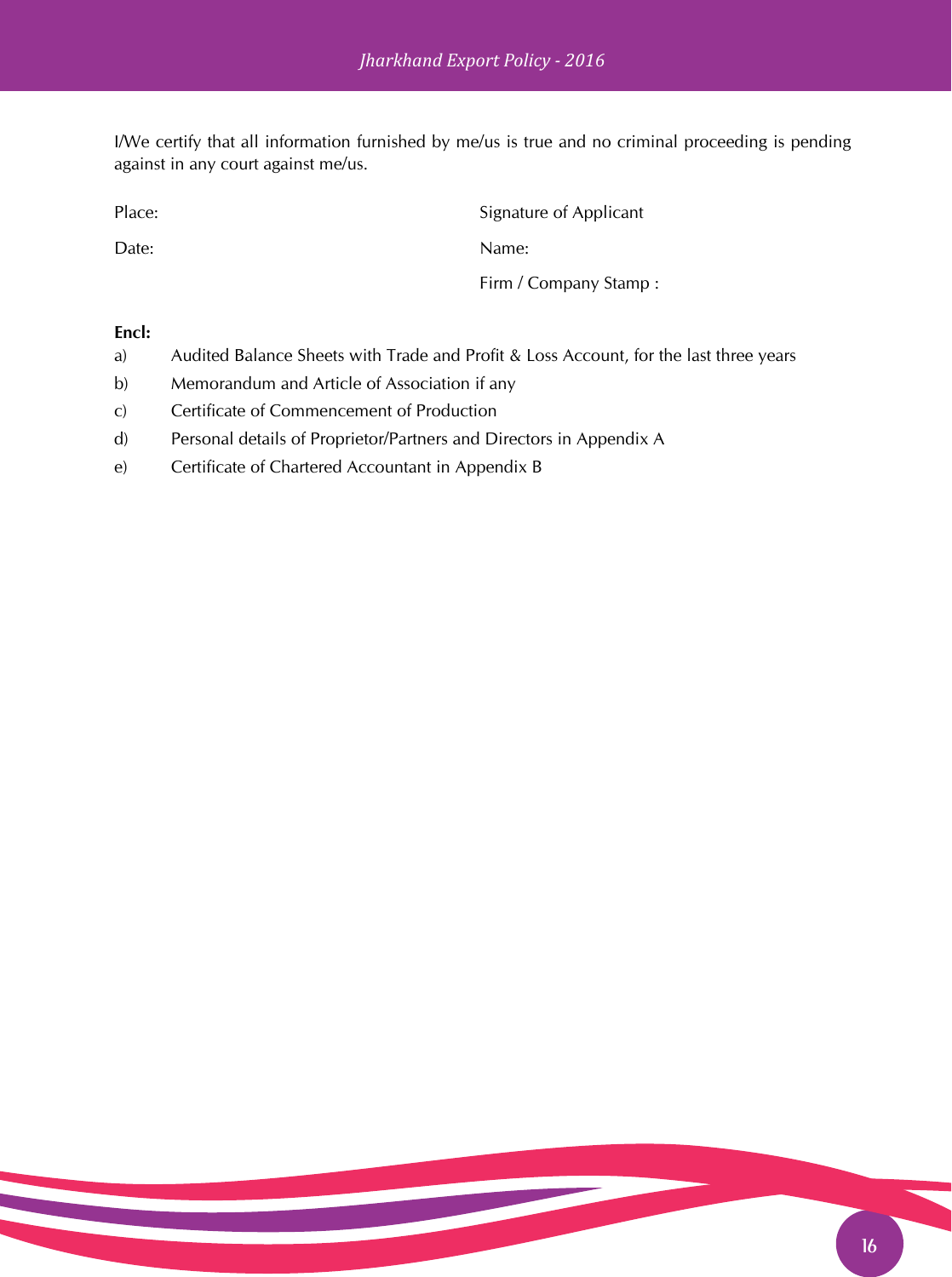I/We certify that all information furnished by me/us is true and no criminal proceeding is pending against in any court against me/us.

Place: Signature of Applicant

Date: Name:

Firm / Company Stamp :

**Encl:**

a) Audited Balance Sheets with Trade and Profit & Loss Account, for the last three years

b) Memorandum and Article of Association if any

c) Certificate of Commencement of Production

d) Personal details of Proprietor/Partners and Directors in Appendix A

e) Certificate of Chartered Accountant in Appendix B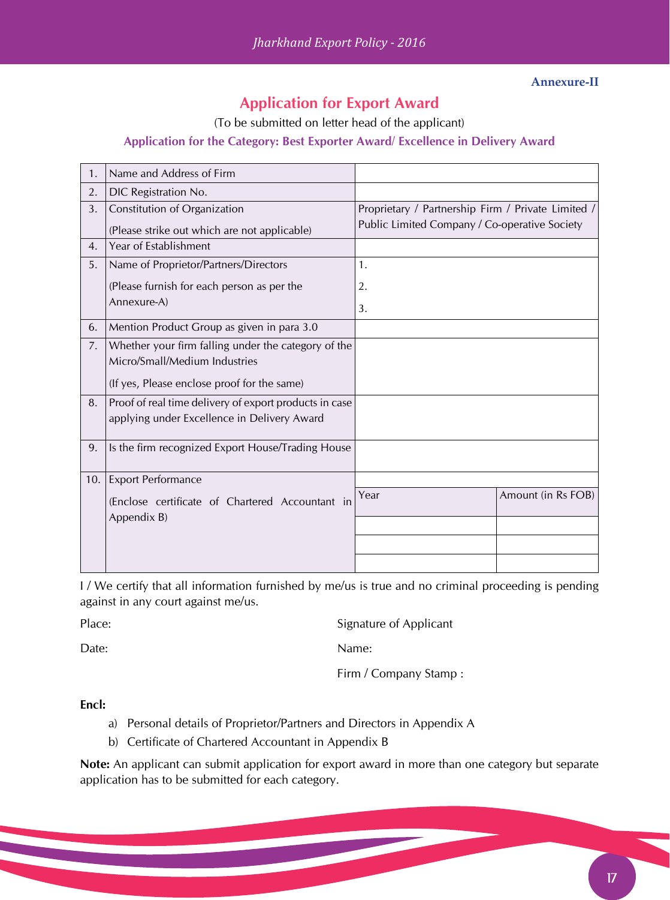**Annexure-II**

## Application for Export Award

(To be submitted on letter head of the applicant)

### Application for the Category: Best Exporter Award/ Excellence in Delivery Award

| | | | |
|---|---|---|---|
| 1. | Name and Address of Firm | | |
| 2. | DIC Registration No. | | |
| 3. | Constitution of Organization<br><br>(Please strike out which are not applicable) | Proprietary / Partnership Firm / Private Limited / Public Limited Company / Co-operative Society | |
| 4. | Year of Establishment | | |
| 5. | Name of Proprietor/Partners/Directors<br><br>(Please furnish for each person as per the Annexure-A) | 1.<br>2.<br>3. | |
| 6. | Mention Product Group as given in para 3.0 | | |
| 7. | Whether your firm falling under the category of the Micro/Small/Medium Industries<br><br>(If yes, Please enclose proof for the same) | | |
| 8. | Proof of real time delivery of export products in case applying under Excellence in Delivery Award | | |
| 9. | Is the firm recognized Export House/Trading House | | |
| 10. | Export Performance<br><br>(Enclose certificate of Chartered Accountant in Appendix B) | | |
| | | Year | Amount (in Rs FOB) |
| | | | |
| | | | |
| | | | |

I / We certify that all information furnished by me/us is true and no criminal proceeding is pending against in any court against me/us.

Place: Signature of Applicant

Date: Name:

Firm / Company Stamp :

**Encl:**

a) Personal details of Proprietor/Partners and Directors in Appendix A

b) Certificate of Chartered Accountant in Appendix B

**Note:** An applicant can submit application for export award in more than one category but separate application has to be submitted for each category.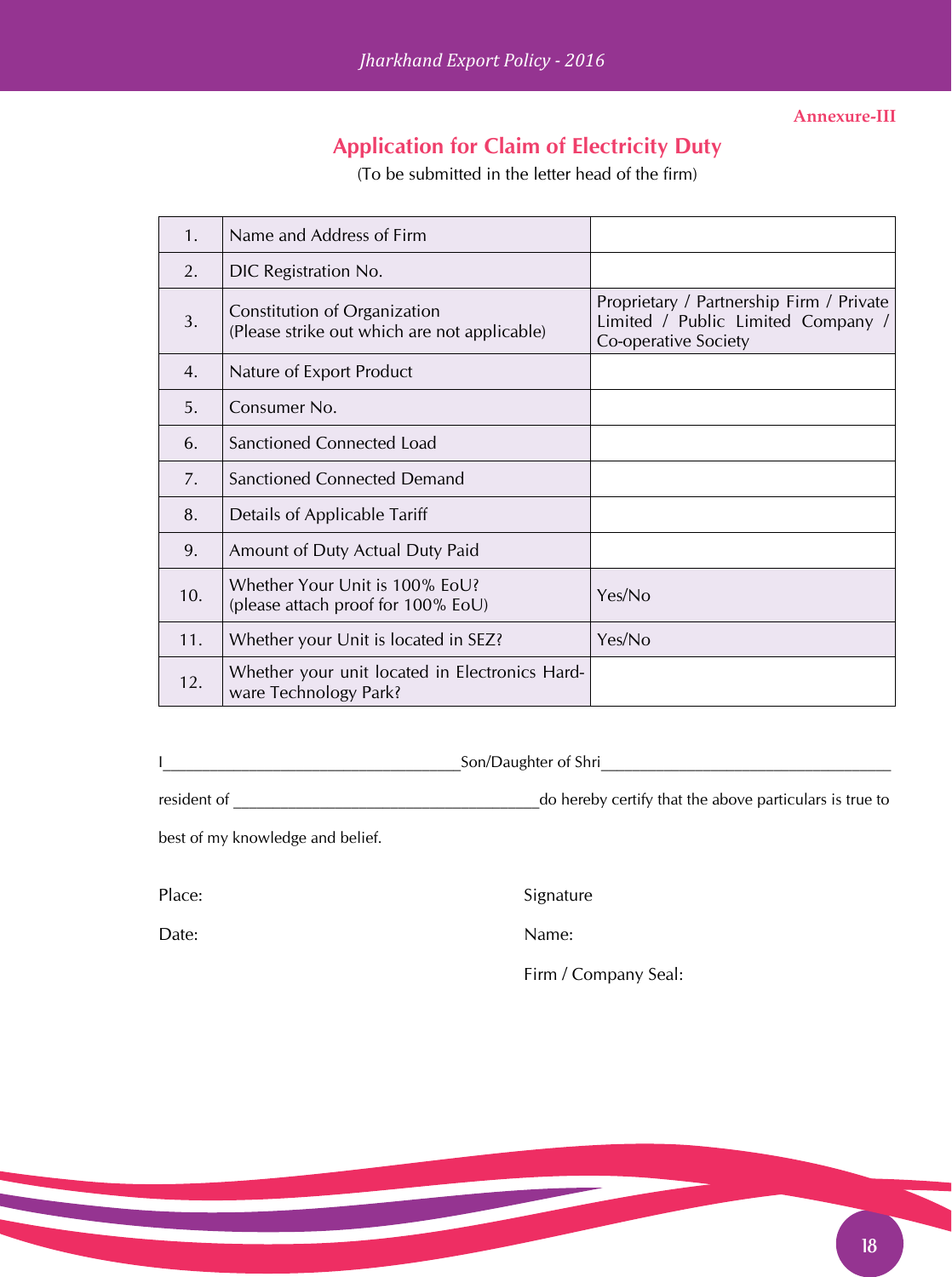Annexure-III

## Application for Claim of Electricity Duty

(To be submitted in the letter head of the firm)

| | | |
|---|---|---|
| 1. | Name and Address of Firm | |
| 2. | DIC Registration No. | |
| 3. | Constitution of Organization (Please strike out which are not applicable) | Proprietary / Partnership Firm / Private Limited / Public Limited Company / Co-operative Society |
| 4. | Nature of Export Product | |
| 5. | Consumer No. | |
| 6. | Sanctioned Connected Load | |
| 7. | Sanctioned Connected Demand | |
| 8. | Details of Applicable Tariff | |
| 9. | Amount of Duty Actual Duty Paid | |
| 10. | Whether Your Unit is 100% EoU? (please attach proof for 100% EoU) | Yes/No |
| 11. | Whether your Unit is located in SEZ? | Yes/No |
| 12. | Whether your unit located in Electronics Hardware Technology Park? | |

I____________________________________Son/Daughter of Shri____________________________________

resident of ______________________________________do hereby certify that the above particulars is true to best of my knowledge and belief.

Place:

Date:

Signature

Name:

Firm / Company Seal: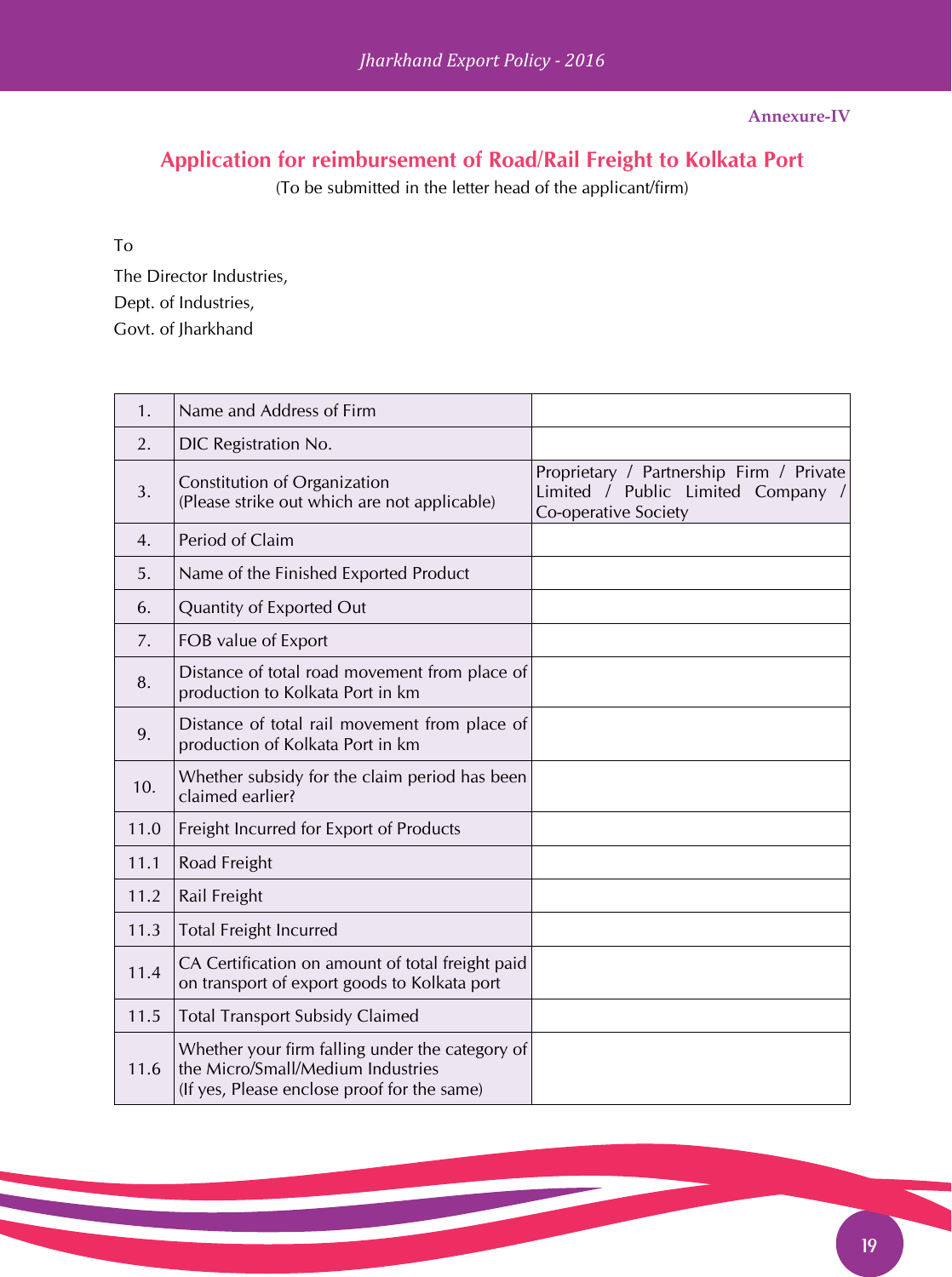**Annexure-IV**

## Application for reimbursement of Road/Rail Freight to Kolkata Port

(To be submitted in the letter head of the applicant/firm)

To

The Director Industries,
Dept. of Industries,
Govt. of Jharkhand

| | | |
|---|---|---|
| 1. | Name and Address of Firm | |
| 2. | DIC Registration No. | |
| 3. | Constitution of Organization (Please strike out which are not applicable) | Proprietary / Partnership Firm / Private Limited / Public Limited Company / Co-operative Society |
| 4. | Period of Claim | |
| 5. | Name of the Finished Exported Product | |
| 6. | Quantity of Exported Out | |
| 7. | FOB value of Export | |
| 8. | Distance of total road movement from place of production to Kolkata Port in km | |
| 9. | Distance of total rail movement from place of production of Kolkata Port in km | |
| 10. | Whether subsidy for the claim period has been claimed earlier? | |
| 11.0 | Freight Incurred for Export of Products | |
| 11.1 | Road Freight | |
| 11.2 | Rail Freight | |
| 11.3 | Total Freight Incurred | |
| 11.4 | CA Certification on amount of total freight paid on transport of export goods to Kolkata port | |
| 11.5 | Total Transport Subsidy Claimed | |
| 11.6 | Whether your firm falling under the category of the Micro/Small/Medium Industries (If yes, Please enclose proof for the same) | |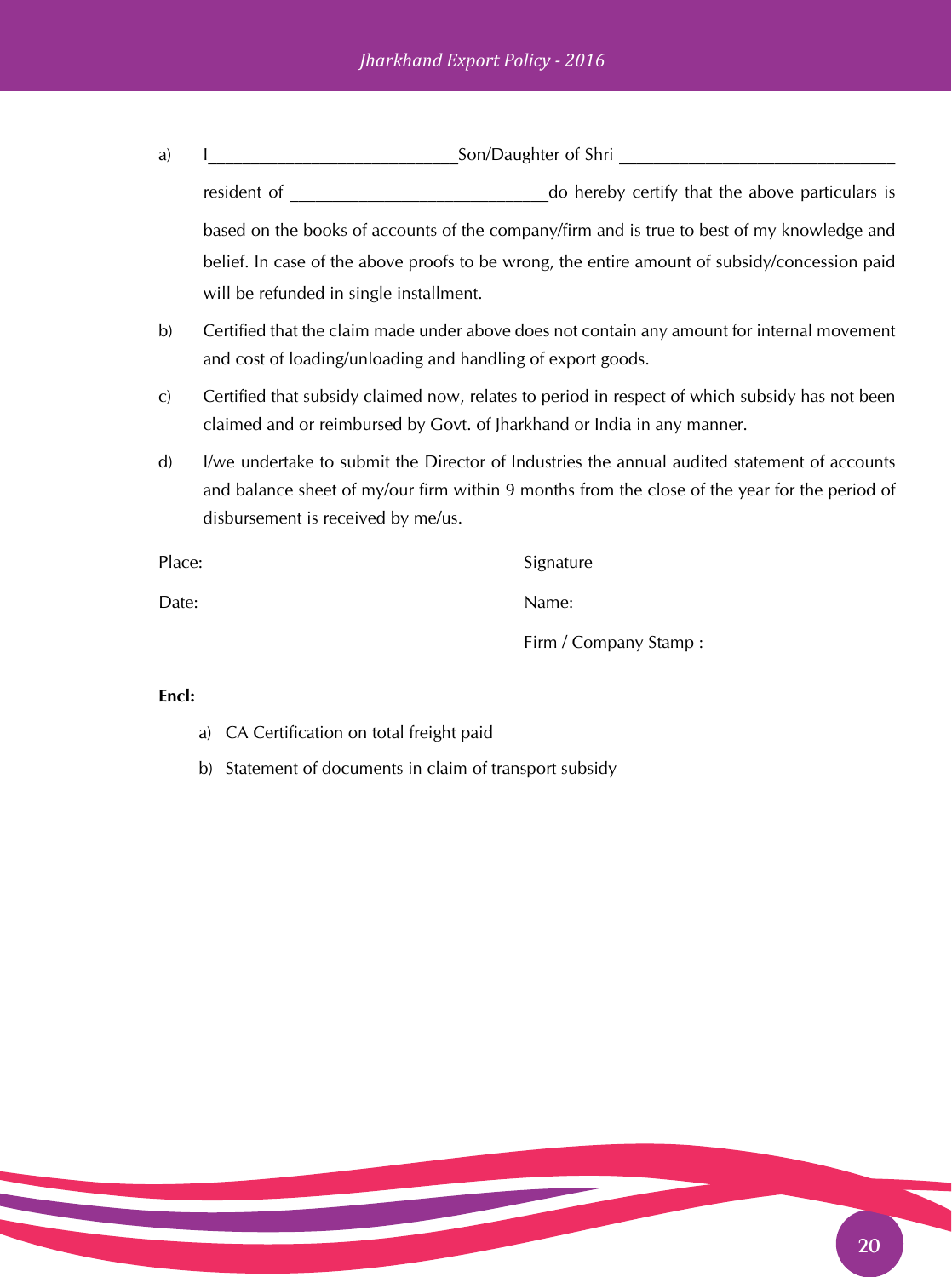a) I___________________________Son/Daughter of Shri ______________________________ resident of ____________________________do hereby certify that the above particulars is based on the books of accounts of the company/firm and is true to best of my knowledge and belief. In case of the above proofs to be wrong, the entire amount of subsidy/concession paid will be refunded in single installment.

b) Certified that the claim made under above does not contain any amount for internal movement and cost of loading/unloading and handling of export goods.

c) Certified that subsidy claimed now, relates to period in respect of which subsidy has not been claimed and or reimbursed by Govt. of Jharkhand or India in any manner.

d) I/we undertake to submit the Director of Industries the annual audited statement of accounts and balance sheet of my/our firm within 9 months from the close of the year for the period of disbursement is received by me/us.

Place: Signature

Date: Name:

Firm / Company Stamp :

**Encl:**

a) CA Certification on total freight paid

b) Statement of documents in claim of transport subsidy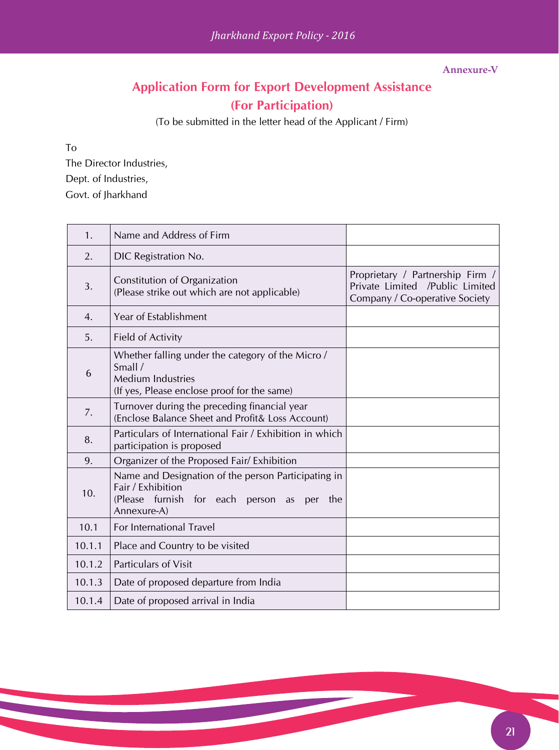Annexure-V

## Application Form for Export Development Assistance

## (For Participation)

(To be submitted in the letter head of the Applicant / Firm)

To
The Director Industries,
Dept. of Industries,
Govt. of Jharkhand

| | | |
|---|---|---|
| 1. | Name and Address of Firm | |
| 2. | DIC Registration No. | |
| 3. | Constitution of Organization<br>(Please strike out which are not applicable) | Proprietary / Partnership Firm / Private Limited /Public Limited Company / Co-operative Society |
| 4. | Year of Establishment | |
| 5. | Field of Activity | |
| 6 | Whether falling under the category of the Micro / Small /<br>Medium Industries<br>(If yes, Please enclose proof for the same) | |
| 7. | Turnover during the preceding financial year<br>(Enclose Balance Sheet and Profit& Loss Account) | |
| 8. | Particulars of International Fair / Exhibition in which participation is proposed | |
| 9. | Organizer of the Proposed Fair/ Exhibition | |
| 10. | Name and Designation of the person Participating in Fair / Exhibition<br>(Please furnish for each person as per the Annexure-A) | |
| 10.1 | For International Travel | |
| 10.1.1 | Place and Country to be visited | |
| 10.1.2 | Particulars of Visit | |
| 10.1.3 | Date of proposed departure from India | |
| 10.1.4 | Date of proposed arrival in India | |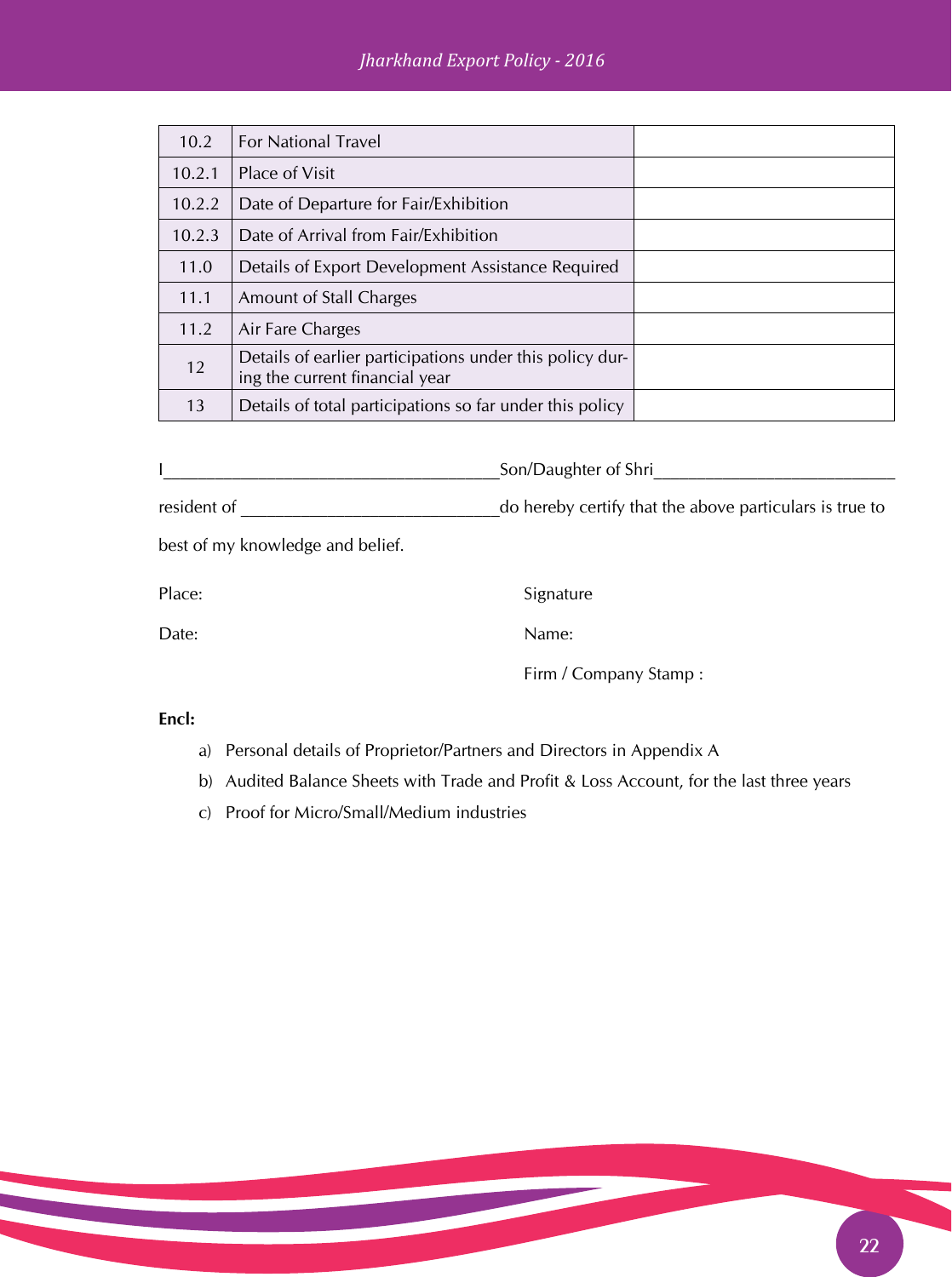| 10.2 | For National Travel | |
|---|---|---|
| 10.2.1 | Place of Visit | |
| 10.2.2 | Date of Departure for Fair/Exhibition | |
| 10.2.3 | Date of Arrival from Fair/Exhibition | |
| 11.0 | Details of Export Development Assistance Required | |
| 11.1 | Amount of Stall Charges | |
| 11.2 | Air Fare Charges | |
| 12 | Details of earlier participations under this policy during the current financial year | |
| 13 | Details of total participations so far under this policy | |

I____________________________________Son/Daughter of Shri__________________________

resident of ____________________________do hereby certify that the above particulars is true to best of my knowledge and belief.

Place: Signature

Date: Name:

Firm / Company Stamp :

**Encl:**

a) Personal details of Proprietor/Partners and Directors in Appendix A

b) Audited Balance Sheets with Trade and Profit & Loss Account, for the last three years

c) Proof for Micro/Small/Medium industries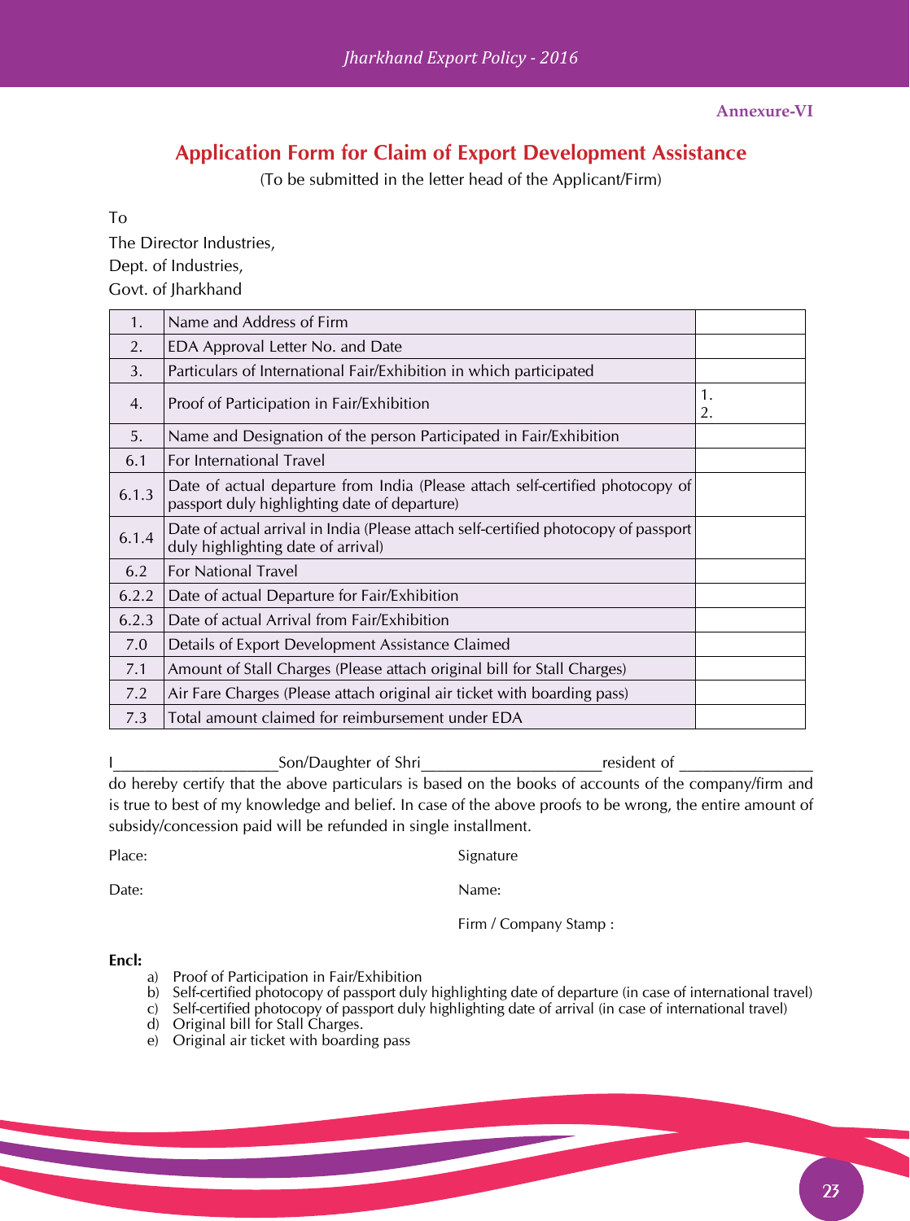Annexure-VI

## Application Form for Claim of Export Development Assistance

(To be submitted in the letter head of the Applicant/Firm)

To

The Director Industries,
Dept. of Industries,
Govt. of Jharkhand

| | | |
|---|---|---|
| 1. | Name and Address of Firm | |
| 2. | EDA Approval Letter No. and Date | |
| 3. | Particulars of International Fair/Exhibition in which participated | |
| 4. | Proof of Participation in Fair/Exhibition | 1.<br>2. |
| 5. | Name and Designation of the person Participated in Fair/Exhibition | |
| 6.1 | For International Travel | |
| 6.1.3 | Date of actual departure from India (Please attach self-certified photocopy of passport duly highlighting date of departure) | |
| 6.1.4 | Date of actual arrival in India (Please attach self-certified photocopy of passport duly highlighting date of arrival) | |
| 6.2 | For National Travel | |
| 6.2.2 | Date of actual Departure for Fair/Exhibition | |
| 6.2.3 | Date of actual Arrival from Fair/Exhibition | |
| 7.0 | Details of Export Development Assistance Claimed | |
| 7.1 | Amount of Stall Charges (Please attach original bill for Stall Charges) | |
| 7.2 | Air Fare Charges (Please attach original air ticket with boarding pass) | |
| 7.3 | Total amount claimed for reimbursement under EDA | |

I___________________Son/Daughter of Shri____________________resident of _______________ do hereby certify that the above particulars is based on the books of accounts of the company/firm and is true to best of my knowledge and belief. In case of the above proofs to be wrong, the entire amount of subsidy/concession paid will be refunded in single installment.

Place: Signature

Date: Name:

Firm / Company Stamp :

**Encl:**

a) Proof of Participation in Fair/Exhibition
b) Self-certified photocopy of passport duly highlighting date of departure (in case of international travel)
c) Self-certified photocopy of passport duly highlighting date of arrival (in case of international travel)
d) Original bill for Stall Charges.
e) Original air ticket with boarding pass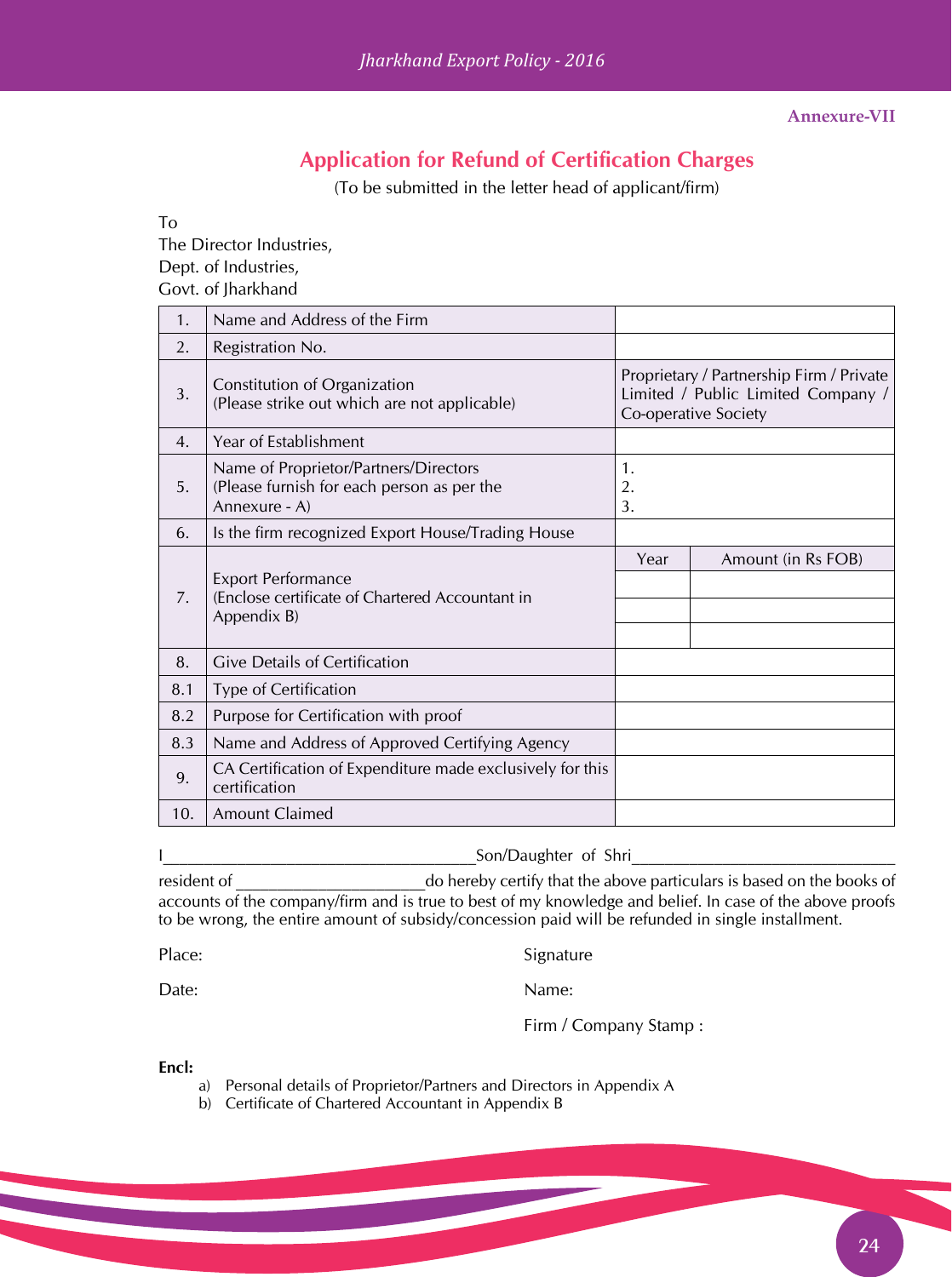Annexure-VII

# Application for Refund of Certification Charges

(To be submitted in the letter head of applicant/firm)

To
The Director Industries,
Dept. of Industries,
Govt. of Jharkhand

| | | | |
|---|---|---|---|
| 1. | Name and Address of the Firm | | |
| 2. | Registration No. | | |
| 3. | Constitution of Organization (Please strike out which are not applicable) | Proprietary / Partnership Firm / Private Limited / Public Limited Company / Co-operative Society | |
| 4. | Year of Establishment | | |
| 5. | Name of Proprietor/Partners/Directors (Please furnish for each person as per the Annexure - A) | 1.<br>2.<br>3. | |
| 6. | Is the firm recognized Export House/Trading House | | |
| 7. | Export Performance (Enclose certificate of Chartered Accountant in Appendix B) | Year | Amount (in Rs FOB) |
| | | | |
| | | | |
| | | | |
| 8. | Give Details of Certification | | |
| 8.1 | Type of Certification | | |
| 8.2 | Purpose for Certification with proof | | |
| 8.3 | Name and Address of Approved Certifying Agency | | |
| 9. | CA Certification of Expenditure made exclusively for this certification | | |
| 10. | Amount Claimed | | |

I___________________________________Son/Daughter of Shri_____________________________ resident of _____________________do hereby certify that the above particulars is based on the books of accounts of the company/firm and is true to best of my knowledge and belief. In case of the above proofs to be wrong, the entire amount of subsidy/concession paid will be refunded in single installment.

Place: Signature

Date: Name:

Firm / Company Stamp :

**Encl:**

a) Personal details of Proprietor/Partners and Directors in Appendix A
b) Certificate of Chartered Accountant in Appendix B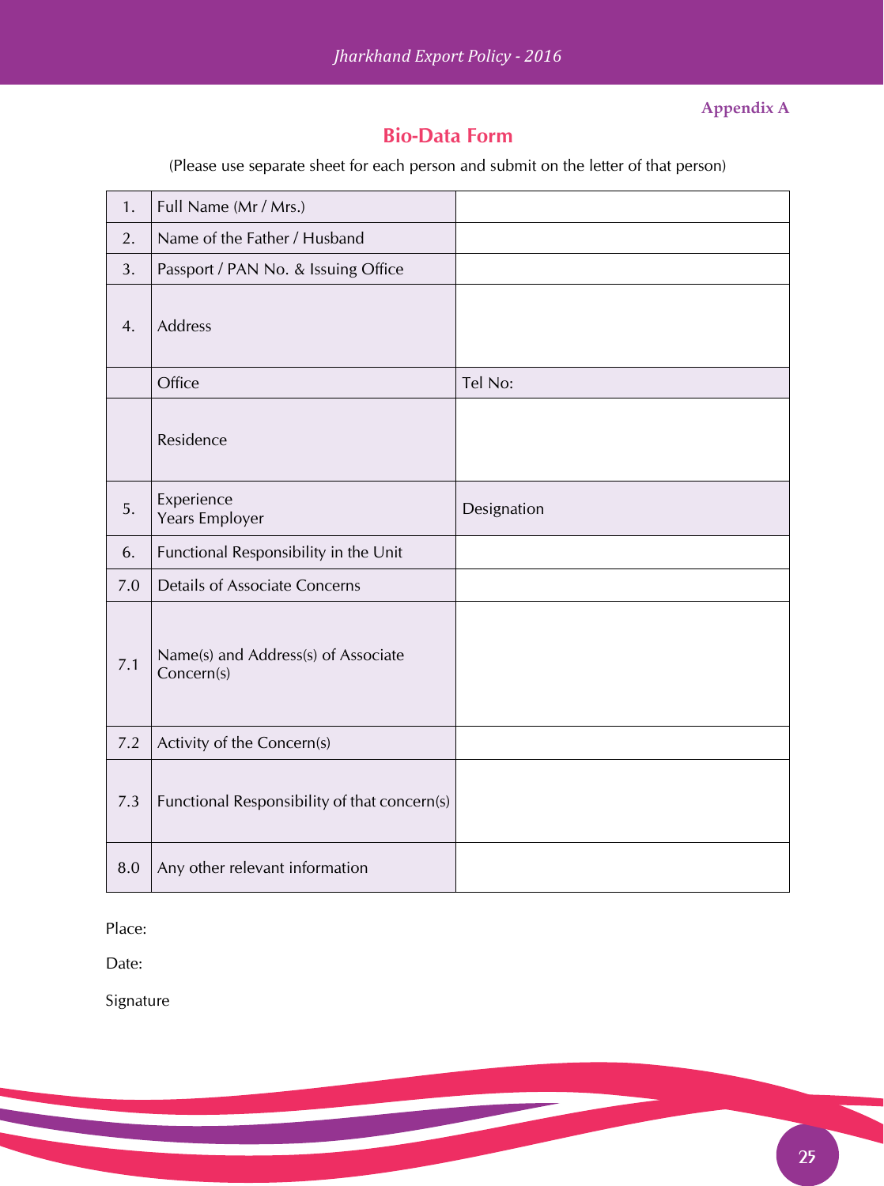**Appendix A**

## Bio-Data Form

(Please use separate sheet for each person and submit on the letter of that person)

| | | |
|---|---|---|
| 1. | Full Name (Mr / Mrs.) | |
| 2. | Name of the Father / Husband | |
| 3. | Passport / PAN No. & Issuing Office | |
| 4. | Address | |
| | Office | Tel No: |
| | Residence | |
| 5. | Experience<br>Years Employer | Designation |
| 6. | Functional Responsibility in the Unit | |
| 7.0 | Details of Associate Concerns | |
| 7.1 | Name(s) and Address(s) of Associate Concern(s) | |
| 7.2 | Activity of the Concern(s) | |
| 7.3 | Functional Responsibility of that concern(s) | |
| 8.0 | Any other relevant information | |

Place:

Date:

Signature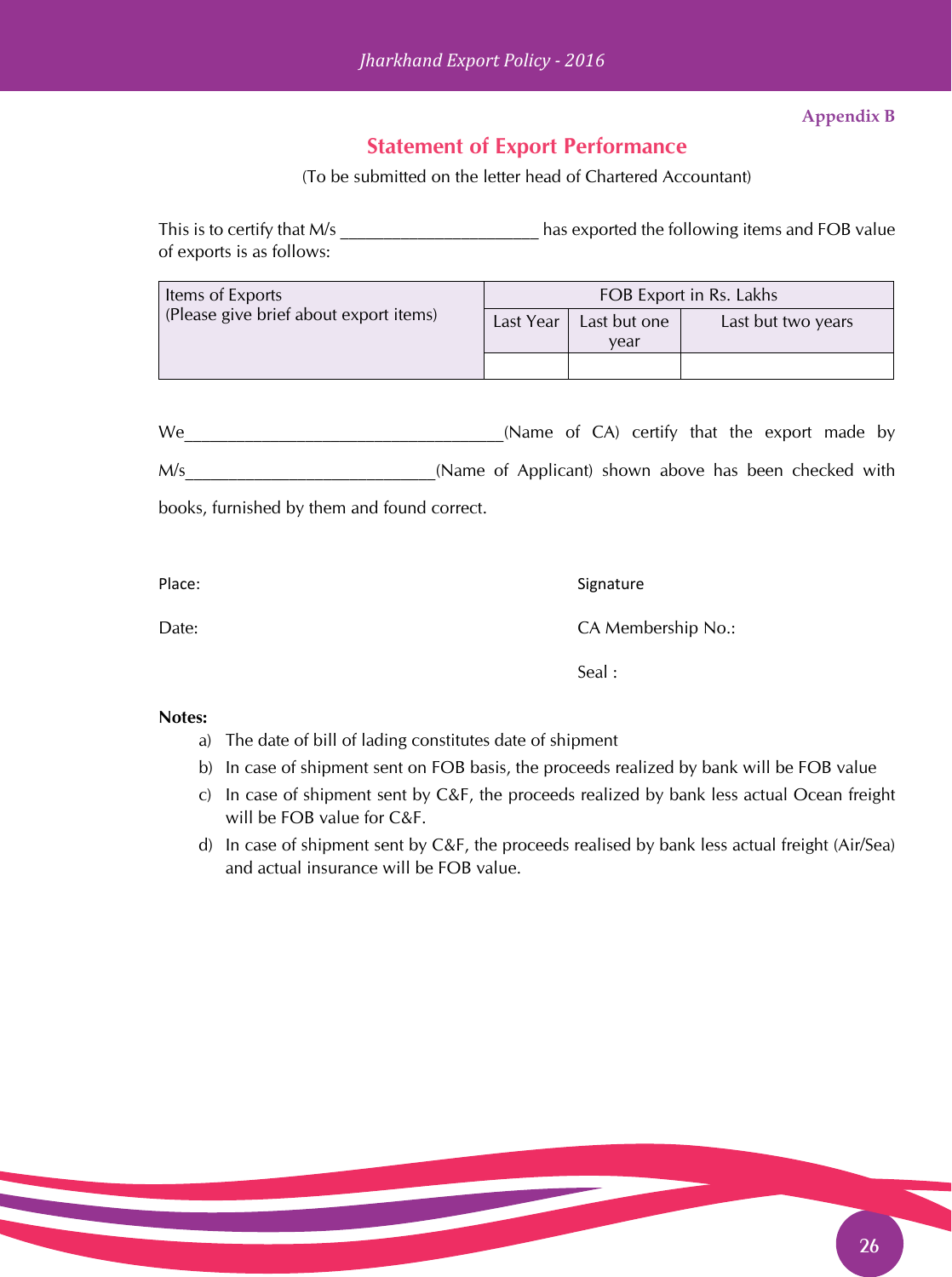Appendix B

## Statement of Export Performance

(To be submitted on the letter head of Chartered Accountant)

This is to certify that M/s _____________________ has exported the following items and FOB value of exports is as follows:

| Items of Exports (Please give brief about export items) | FOB Export in Rs. Lakhs | | |
|---|---|---|---|
| | Last Year | Last but one year | Last but two years |
| | | | |

We__________________________________(Name of CA) certify that the export made by M/s_________________________(Name of Applicant) shown above has been checked with books, furnished by them and found correct.

Place: Signature

Date: CA Membership No.:

Seal :

**Notes:**

a) The date of bill of lading constitutes date of shipment
b) In case of shipment sent on FOB basis, the proceeds realized by bank will be FOB value
c) In case of shipment sent by C&F, the proceeds realized by bank less actual Ocean freight will be FOB value for C&F.
d) In case of shipment sent by C&F, the proceeds realised by bank less actual freight (Air/Sea) and actual insurance will be FOB value.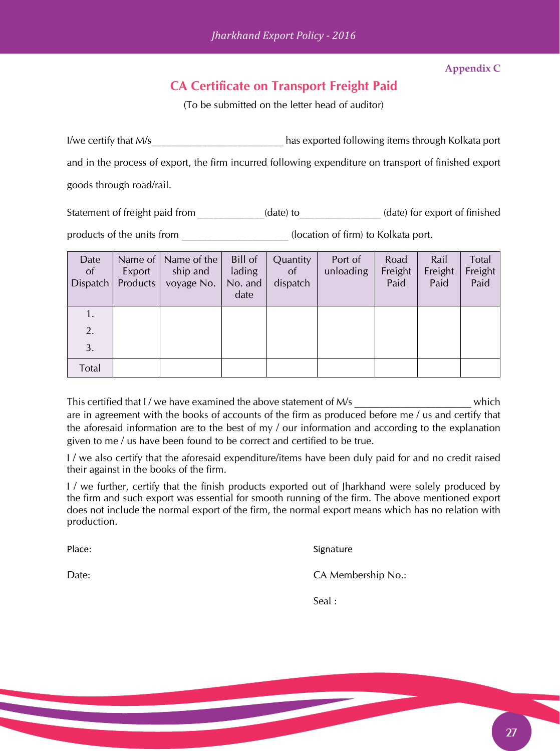Appendix C

## CA Certificate on Transport Freight Paid

(To be submitted on the letter head of auditor)

I/we certify that M/s________________________ has exported following items through Kolkata port and in the process of export, the firm incurred following expenditure on transport of finished export goods through road/rail.

Statement of freight paid from ____________(date) to_______________ (date) for export of finished products of the units from ___________________ (location of firm) to Kolkata port.

| Date of Dispatch | Name of Export Products | Name of the ship and voyage No. | Bill of lading No. and date | Quantity of dispatch | Port of unloading | Road Freight Paid | Rail Freight Paid | Total Freight Paid |
|---|---|---|---|---|---|---|---|---|
| 1. | | | | | | | | |
| 2. | | | | | | | | |
| 3. | | | | | | | | |
| Total | | | | | | | | |

This certified that I / we have examined the above statement of M/s _____________________ which are in agreement with the books of accounts of the firm as produced before me / us and certify that the aforesaid information are to the best of my / our information and according to the explanation given to me / us have been found to be correct and certified to be true.

I / we also certify that the aforesaid expenditure/items have been duly paid for and no credit raised their against in the books of the firm.

I / we further, certify that the finish products exported out of Jharkhand were solely produced by the firm and such export was essential for smooth running of the firm. The above mentioned export does not include the normal export of the firm, the normal export means which has no relation with production.

Place: Signature

Date: CA Membership No.:

Seal :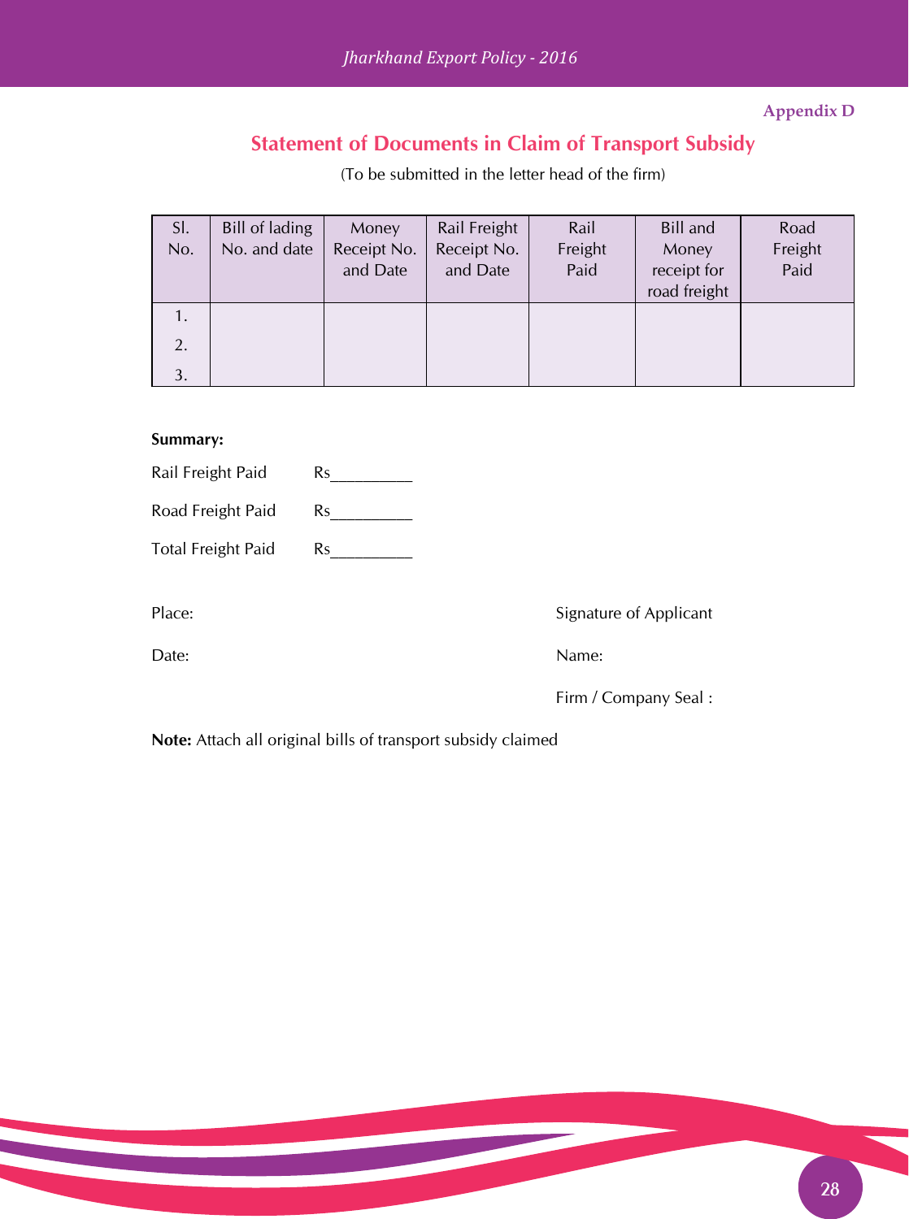Appendix D

## Statement of Documents in Claim of Transport Subsidy

(To be submitted in the letter head of the firm)

| Sl. No. | Bill of lading No. and date | Money Receipt No. and Date | Rail Freight Receipt No. and Date | Rail Freight Paid | Bill and Money receipt for road freight | Road Freight Paid |
|---|---|---|---|---|---|---|
| 1. | | | | | | |
| 2. | | | | | | |
| 3. | | | | | | |

**Summary:**

Rail Freight Paid Rs__________

Road Freight Paid Rs__________

Total Freight Paid Rs__________

Place:

Date:

Signature of Applicant

Name:

Firm / Company Seal :

**Note:** Attach all original bills of transport subsidy claimed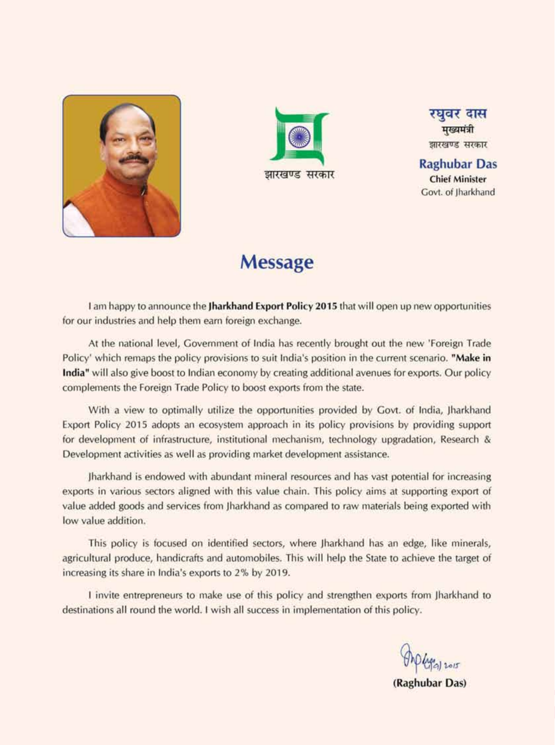झारखण्ड सरकार

रघुवर दास
मुख्यमंत्री
झारखण्ड सरकार

**Raghubar Das**
**Chief Minister**
Govt. of Jharkhand

# Message

I am happy to announce the **Jharkhand Export Policy 2015** that will open up new opportunities for our industries and help them earn foreign exchange.

At the national level, Government of India has recently brought out the new 'Foreign Trade Policy' which remaps the policy provisions to suit India's position in the current scenario. **"Make in India"** will also give boost to Indian economy by creating additional avenues for exports. Our policy complements the Foreign Trade Policy to boost exports from the state.

With a view to optimally utilize the opportunities provided by Govt. of India, Jharkhand Export Policy 2015 adopts an ecosystem approach in its policy provisions by providing support for development of infrastructure, institutional mechanism, technology upgradation, Research & Development activities as well as providing market development assistance.

Jharkhand is endowed with abundant mineral resources and has vast potential for increasing exports in various sectors aligned with this value chain. This policy aims at supporting export of value added goods and services from Jharkhand as compared to raw materials being exported with low value addition.

This policy is focused on identified sectors, where Jharkhand has an edge, like minerals, agricultural produce, handicrafts and automobiles. This will help the State to achieve the target of increasing its share in India's exports to 2% by 2019.

I invite entrepreneurs to make use of this policy and strengthen exports from Jharkhand to destinations all round the world. I wish all success in implementation of this policy.

**(Raghubar Das)**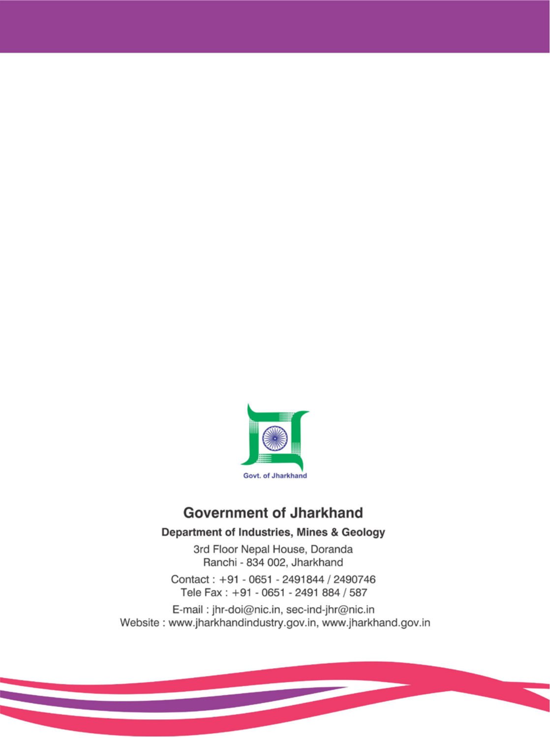Govt. of Jharkhand

**Government of Jharkhand**

**Department of Industries, Mines & Geology**

3rd Floor Nepal House, Doranda
Ranchi - 834 002, Jharkhand

Contact : +91 - 0651 - 2491844 / 2490746
Tele Fax : +91 - 0651 - 2491 884 / 587

E-mail : jhr-doi@nic.in, sec-ind-jhr@nic.in
Website : www.jharkhandindustry.gov.in, www.jharkhand.gov.in